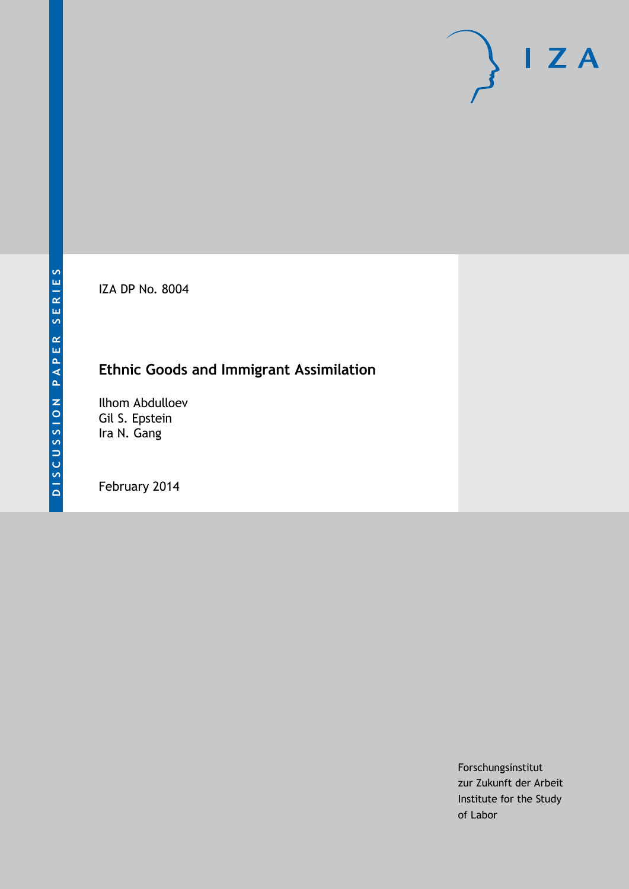DISCUSSION PAPER SERIES

IZA DP No. 8004

# Ethnic Goods and Immigrant Assimilation

Ilhom Abdulloev
Gil S. Epstein
Ira N. Gang

February 2014

Forschungsinstitut
zur Zukunft der Arbeit
Institute for the Study
of Labor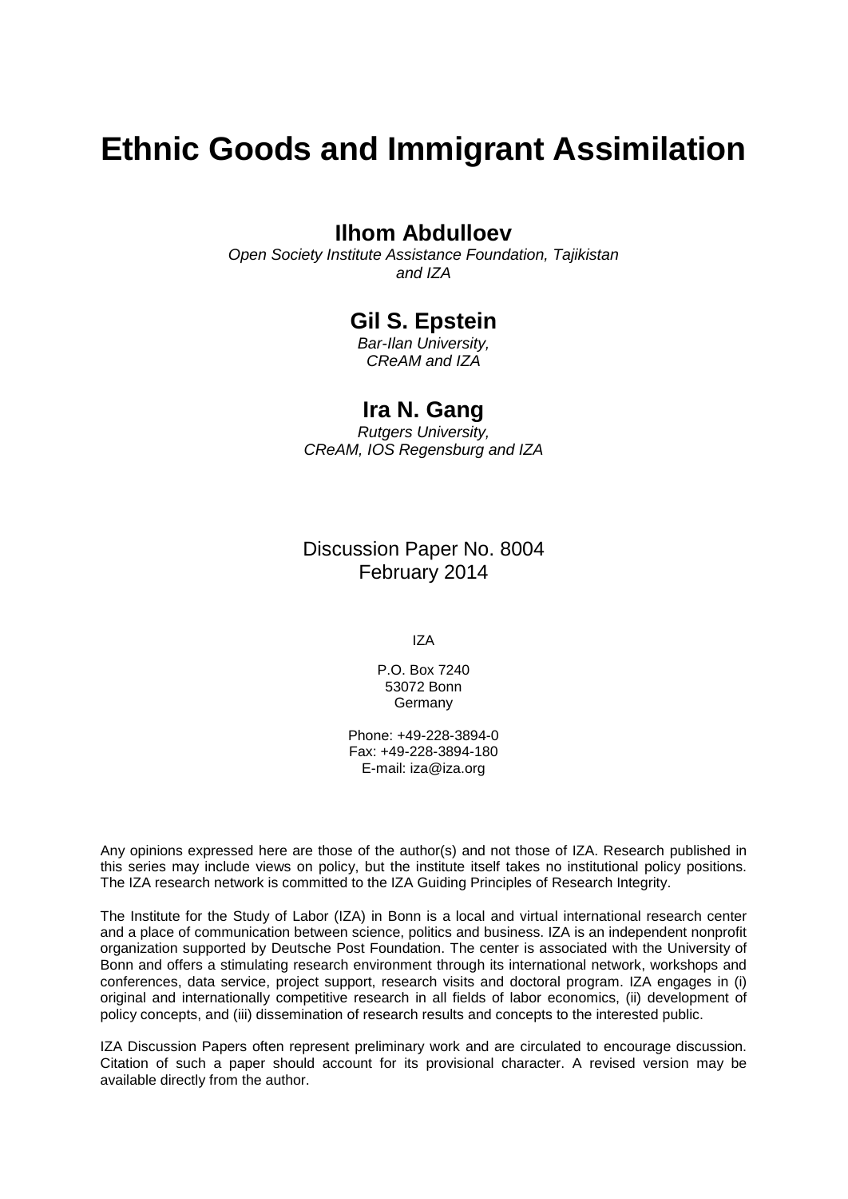# Ethnic Goods and Immigrant Assimilation

## Ilhom Abdulloev

*Open Society Institute Assistance Foundation, Tajikistan and IZA*

## Gil S. Epstein

*Bar-Ilan University, CReAM and IZA*

## Ira N. Gang

*Rutgers University, CReAM, IOS Regensburg and IZA*

Discussion Paper No. 8004
February 2014

IZA

P.O. Box 7240
53072 Bonn
Germany

Phone: +49-228-3894-0
Fax: +49-228-3894-180
E-mail: iza@iza.org

Any opinions expressed here are those of the author(s) and not those of IZA. Research published in this series may include views on policy, but the institute itself takes no institutional policy positions. The IZA research network is committed to the IZA Guiding Principles of Research Integrity.

The Institute for the Study of Labor (IZA) in Bonn is a local and virtual international research center and a place of communication between science, politics and business. IZA is an independent nonprofit organization supported by Deutsche Post Foundation. The center is associated with the University of Bonn and offers a stimulating research environment through its international network, workshops and conferences, data service, project support, research visits and doctoral program. IZA engages in (i) original and internationally competitive research in all fields of labor economics, (ii) development of policy concepts, and (iii) dissemination of research results and concepts to the interested public.

IZA Discussion Papers often represent preliminary work and are circulated to encourage discussion. Citation of such a paper should account for its provisional character. A revised version may be available directly from the author.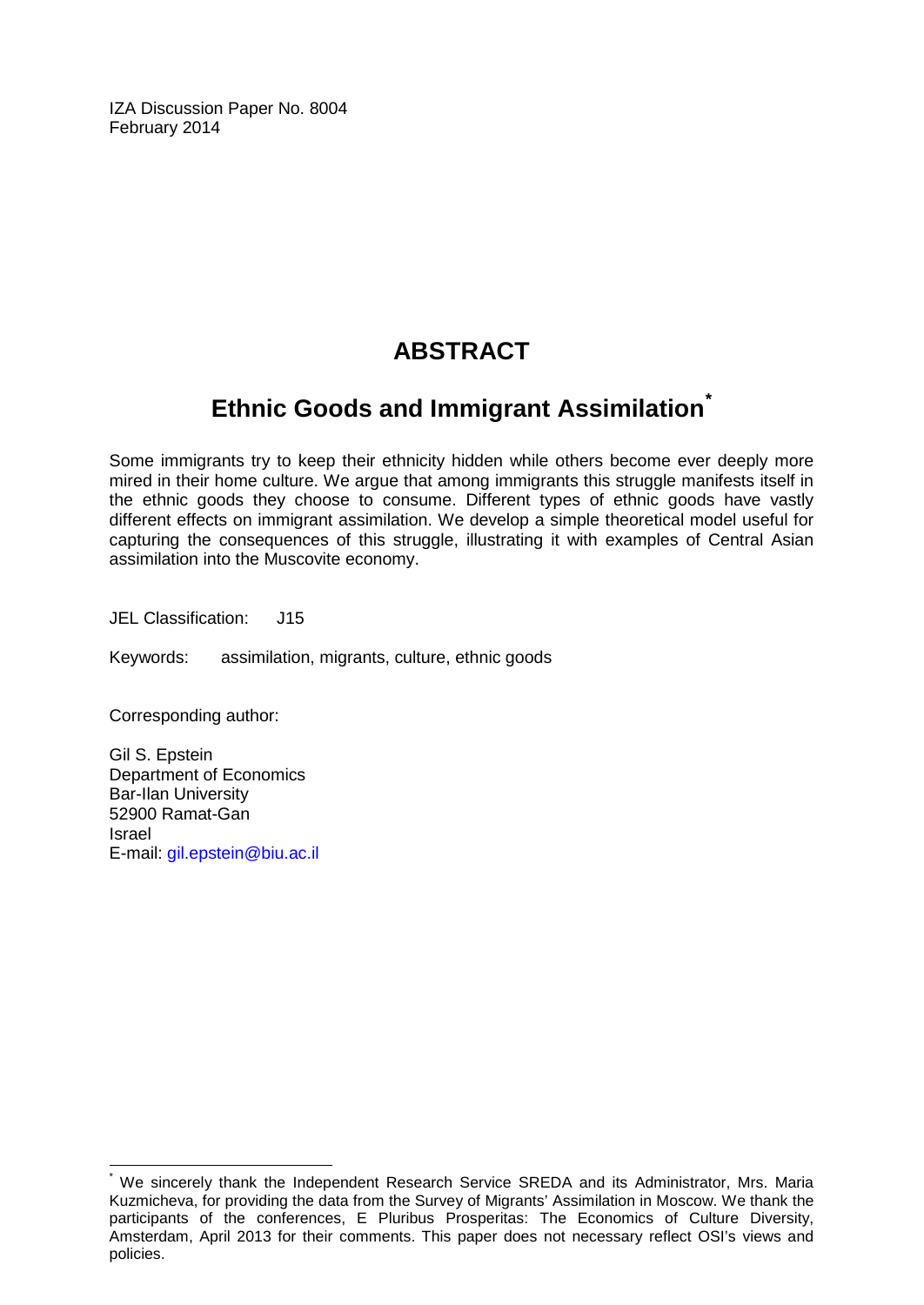IZA Discussion Paper No. 8004
February 2014

# ABSTRACT

## Ethnic Goods and Immigrant Assimilation*

Some immigrants try to keep their ethnicity hidden while others become ever deeply more mired in their home culture. We argue that among immigrants this struggle manifests itself in the ethnic goods they choose to consume. Different types of ethnic goods have vastly different effects on immigrant assimilation. We develop a simple theoretical model useful for capturing the consequences of this struggle, illustrating it with examples of Central Asian assimilation into the Muscovite economy.

JEL Classification: J15

Keywords: assimilation, migrants, culture, ethnic goods

Corresponding author:

Gil S. Epstein
Department of Economics
Bar-Ilan University
52900 Ramat-Gan
Israel
E-mail: gil.epstein@biu.ac.il

---

* We sincerely thank the Independent Research Service SREDA and its Administrator, Mrs. Maria Kuzmicheva, for providing the data from the Survey of Migrants' Assimilation in Moscow. We thank the participants of the conferences, E Pluribus Prosperitas: The Economics of Culture Diversity, Amsterdam, April 2013 for their comments. This paper does not necessary reflect OSI's views and policies.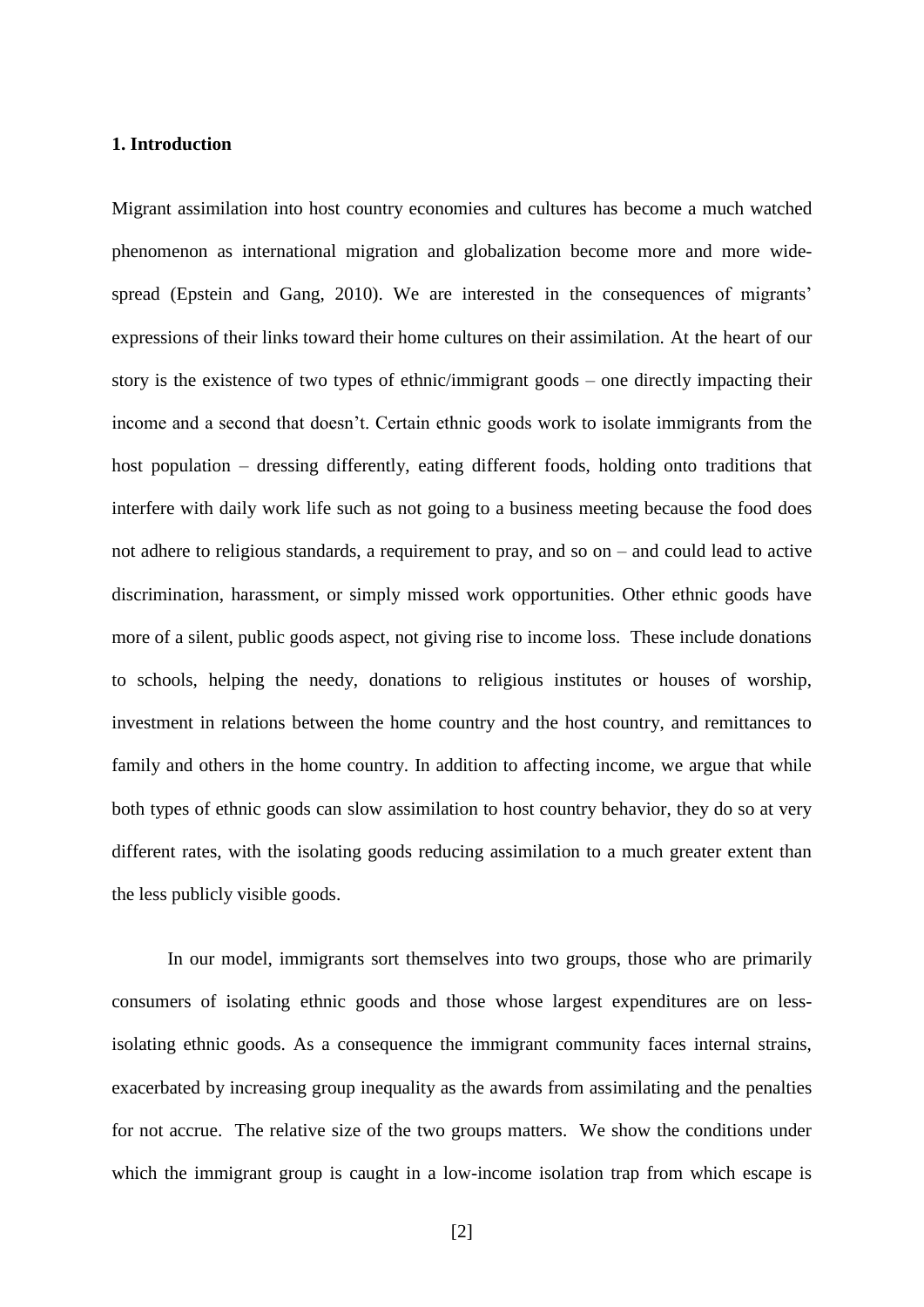## 1. Introduction

Migrant assimilation into host country economies and cultures has become a much watched phenomenon as international migration and globalization become more and more widespread (Epstein and Gang, 2010). We are interested in the consequences of migrants' expressions of their links toward their home cultures on their assimilation. At the heart of our story is the existence of two types of ethnic/immigrant goods – one directly impacting their income and a second that doesn't. Certain ethnic goods work to isolate immigrants from the host population – dressing differently, eating different foods, holding onto traditions that interfere with daily work life such as not going to a business meeting because the food does not adhere to religious standards, a requirement to pray, and so on – and could lead to active discrimination, harassment, or simply missed work opportunities. Other ethnic goods have more of a silent, public goods aspect, not giving rise to income loss. These include donations to schools, helping the needy, donations to religious institutes or houses of worship, investment in relations between the home country and the host country, and remittances to family and others in the home country. In addition to affecting income, we argue that while both types of ethnic goods can slow assimilation to host country behavior, they do so at very different rates, with the isolating goods reducing assimilation to a much greater extent than the less publicly visible goods.

In our model, immigrants sort themselves into two groups, those who are primarily consumers of isolating ethnic goods and those whose largest expenditures are on less-isolating ethnic goods. As a consequence the immigrant community faces internal strains, exacerbated by increasing group inequality as the awards from assimilating and the penalties for not accrue. The relative size of the two groups matters. We show the conditions under which the immigrant group is caught in a low-income isolation trap from which escape is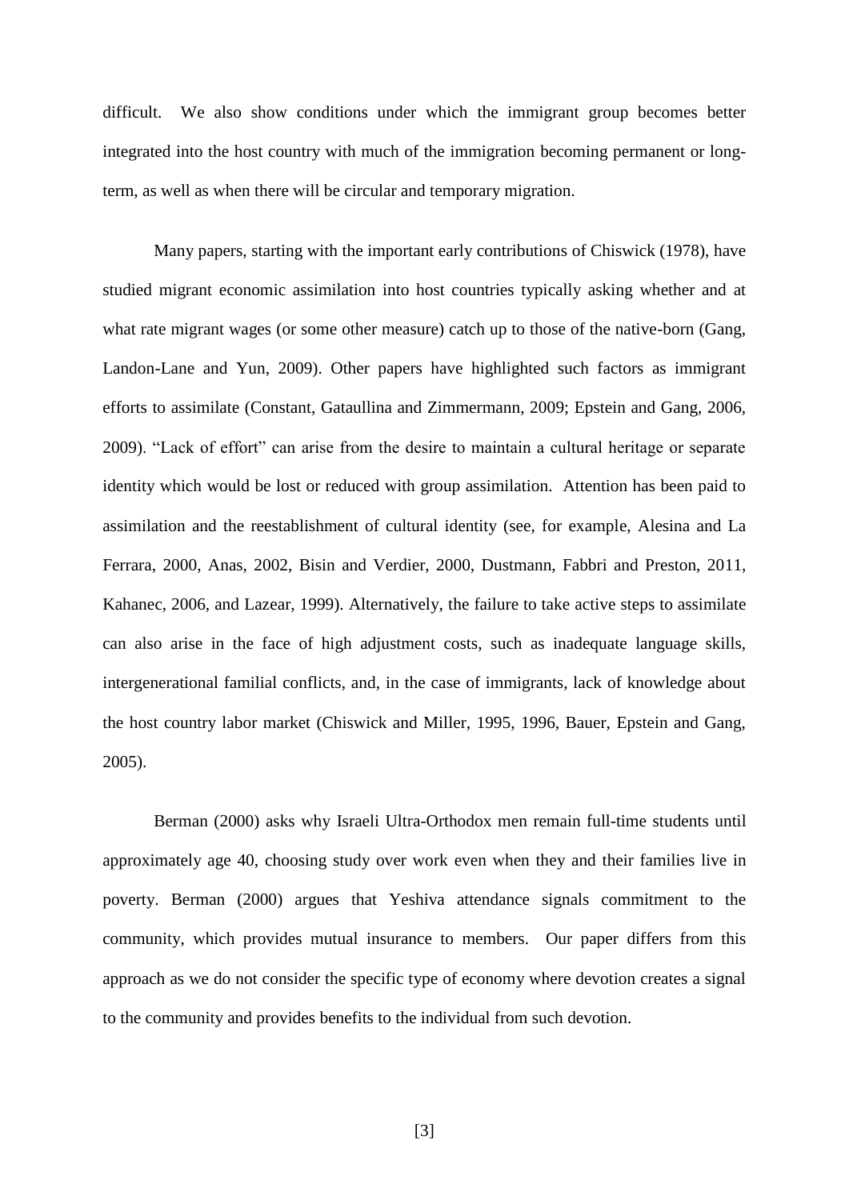difficult. We also show conditions under which the immigrant group becomes better integrated into the host country with much of the immigration becoming permanent or long-term, as well as when there will be circular and temporary migration.

Many papers, starting with the important early contributions of Chiswick (1978), have studied migrant economic assimilation into host countries typically asking whether and at what rate migrant wages (or some other measure) catch up to those of the native-born (Gang, Landon-Lane and Yun, 2009). Other papers have highlighted such factors as immigrant efforts to assimilate (Constant, Gataullina and Zimmermann, 2009; Epstein and Gang, 2006, 2009). "Lack of effort" can arise from the desire to maintain a cultural heritage or separate identity which would be lost or reduced with group assimilation. Attention has been paid to assimilation and the reestablishment of cultural identity (see, for example, Alesina and La Ferrara, 2000, Anas, 2002, Bisin and Verdier, 2000, Dustmann, Fabbri and Preston, 2011, Kahanec, 2006, and Lazear, 1999). Alternatively, the failure to take active steps to assimilate can also arise in the face of high adjustment costs, such as inadequate language skills, intergenerational familial conflicts, and, in the case of immigrants, lack of knowledge about the host country labor market (Chiswick and Miller, 1995, 1996, Bauer, Epstein and Gang, 2005).

Berman (2000) asks why Israeli Ultra-Orthodox men remain full-time students until approximately age 40, choosing study over work even when they and their families live in poverty. Berman (2000) argues that Yeshiva attendance signals commitment to the community, which provides mutual insurance to members. Our paper differs from this approach as we do not consider the specific type of economy where devotion creates a signal to the community and provides benefits to the individual from such devotion.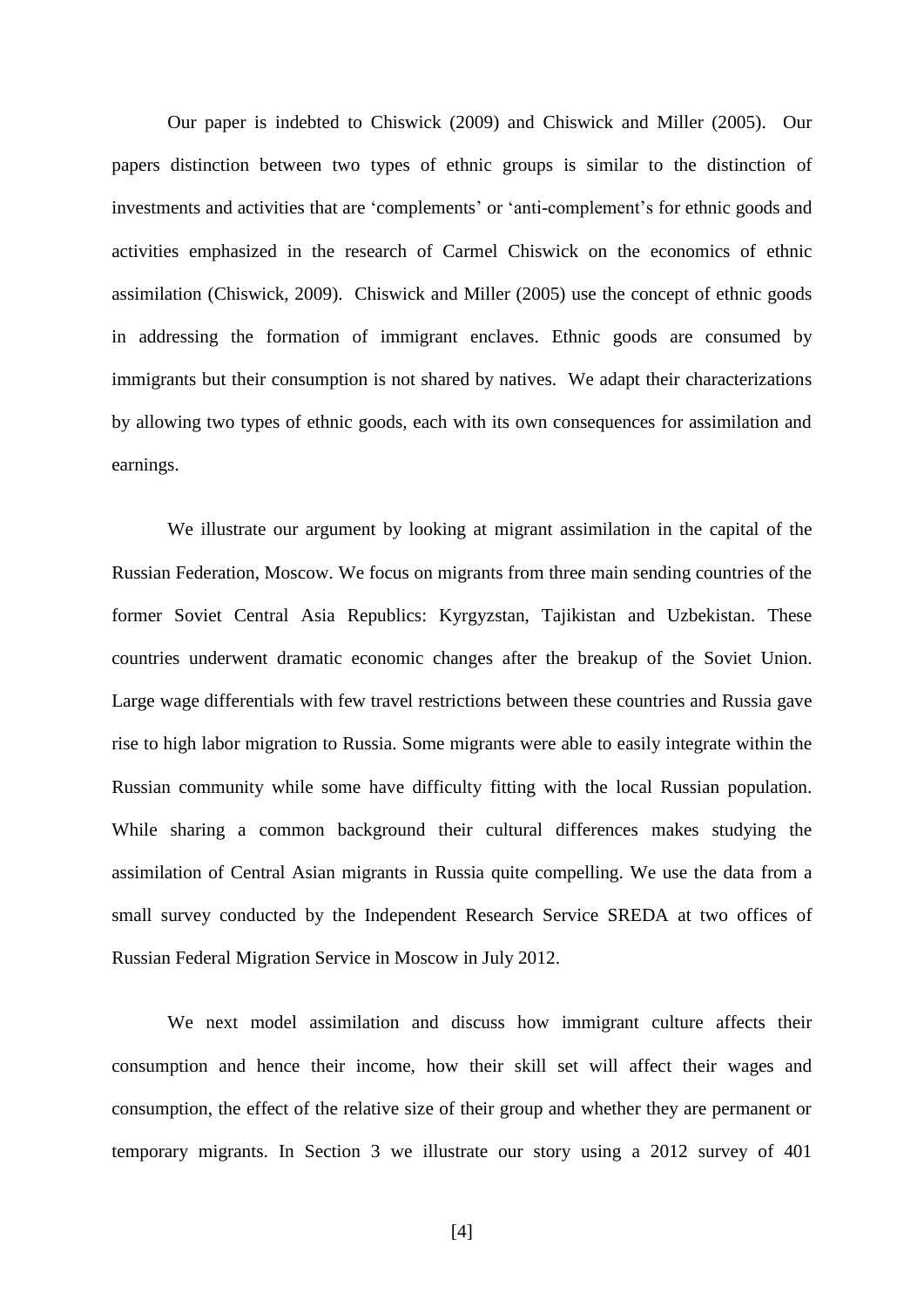Our paper is indebted to Chiswick (2009) and Chiswick and Miller (2005). Our papers distinction between two types of ethnic groups is similar to the distinction of investments and activities that are 'complements' or 'anti-complement's for ethnic goods and activities emphasized in the research of Carmel Chiswick on the economics of ethnic assimilation (Chiswick, 2009). Chiswick and Miller (2005) use the concept of ethnic goods in addressing the formation of immigrant enclaves. Ethnic goods are consumed by immigrants but their consumption is not shared by natives. We adapt their characterizations by allowing two types of ethnic goods, each with its own consequences for assimilation and earnings.

We illustrate our argument by looking at migrant assimilation in the capital of the Russian Federation, Moscow. We focus on migrants from three main sending countries of the former Soviet Central Asia Republics: Kyrgyzstan, Tajikistan and Uzbekistan. These countries underwent dramatic economic changes after the breakup of the Soviet Union. Large wage differentials with few travel restrictions between these countries and Russia gave rise to high labor migration to Russia. Some migrants were able to easily integrate within the Russian community while some have difficulty fitting with the local Russian population. While sharing a common background their cultural differences makes studying the assimilation of Central Asian migrants in Russia quite compelling. We use the data from a small survey conducted by the Independent Research Service SREDA at two offices of Russian Federal Migration Service in Moscow in July 2012.

We next model assimilation and discuss how immigrant culture affects their consumption and hence their income, how their skill set will affect their wages and consumption, the effect of the relative size of their group and whether they are permanent or temporary migrants. In Section 3 we illustrate our story using a 2012 survey of 401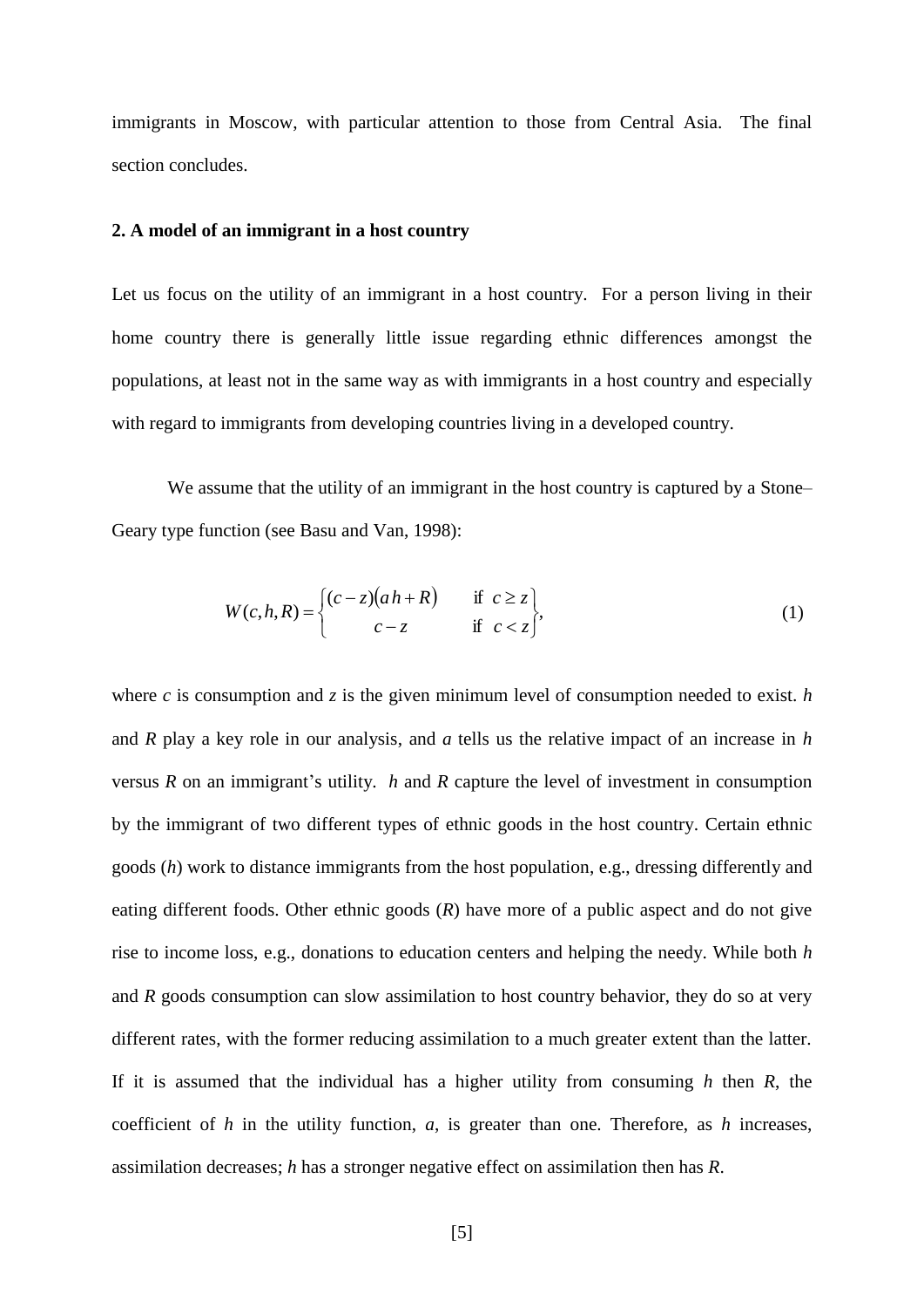immigrants in Moscow, with particular attention to those from Central Asia. The final section concludes.

## 2. A model of an immigrant in a host country

Let us focus on the utility of an immigrant in a host country. For a person living in their home country there is generally little issue regarding ethnic differences amongst the populations, at least not in the same way as with immigrants in a host country and especially with regard to immigrants from developing countries living in a developed country.

We assume that the utility of an immigrant in the host country is captured by a Stone–Geary type function (see Basu and Van, 1998):

$$W(c,h,R) = \begin{cases} (c-z)(a\,h+R) & \text{if } c \geq z \\ c-z & \text{if } c < z \end{cases}, \tag{1}$$

where $c$ is consumption and $z$ is the given minimum level of consumption needed to exist. $h$ and $R$ play a key role in our analysis, and $a$ tells us the relative impact of an increase in $h$ versus $R$ on an immigrant's utility. $h$ and $R$ capture the level of investment in consumption by the immigrant of two different types of ethnic goods in the host country. Certain ethnic goods ($h$) work to distance immigrants from the host population, e.g., dressing differently and eating different foods. Other ethnic goods ($R$) have more of a public aspect and do not give rise to income loss, e.g., donations to education centers and helping the needy. While both $h$ and $R$ goods consumption can slow assimilation to host country behavior, they do so at very different rates, with the former reducing assimilation to a much greater extent than the latter. If it is assumed that the individual has a higher utility from consuming $h$ then $R$, the coefficient of $h$ in the utility function, $a$, is greater than one. Therefore, as $h$ increases, assimilation decreases; $h$ has a stronger negative effect on assimilation then has $R$.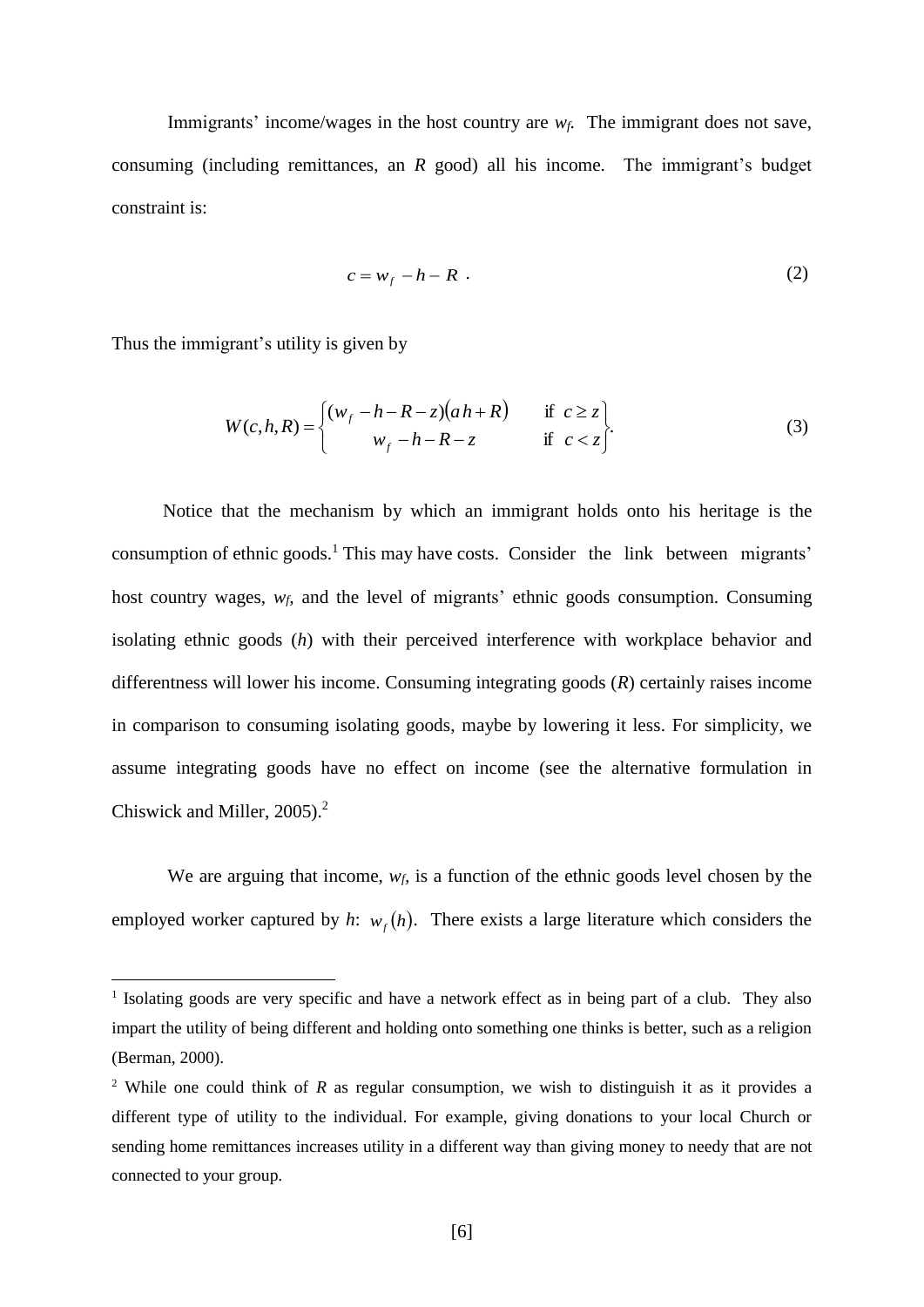Immigrants' income/wages in the host country are $w_f$. The immigrant does not save, consuming (including remittances, an $R$ good) all his income. The immigrant's budget constraint is:

$$c = w_f - h - R \ . \tag{2}$$

Thus the immigrant's utility is given by

$$W(c,h,R) = \begin{cases} (w_f - h - R - z)(a\,h + R) & \text{if } \ c \geq z \\ w_f - h - R - z & \text{if } \ c < z \end{cases}. \tag{3}$$

Notice that the mechanism by which an immigrant holds onto his heritage is the consumption of ethnic goods.[1] This may have costs. Consider the link between migrants' host country wages, $w_f$, and the level of migrants' ethnic goods consumption. Consuming isolating ethnic goods ($h$) with their perceived interference with workplace behavior and differentness will lower his income. Consuming integrating goods ($R$) certainly raises income in comparison to consuming isolating goods, maybe by lowering it less. For simplicity, we assume integrating goods have no effect on income (see the alternative formulation in Chiswick and Miller, 2005).[2]

We are arguing that income, $w_f$, is a function of the ethnic goods level chosen by the employed worker captured by $h$: $w_f(h)$. There exists a large literature which considers the

---

[1] Isolating goods are very specific and have a network effect as in being part of a club. They also impart the utility of being different and holding onto something one thinks is better, such as a religion (Berman, 2000).

[2] While one could think of $R$ as regular consumption, we wish to distinguish it as it provides a different type of utility to the individual. For example, giving donations to your local Church or sending home remittances increases utility in a different way than giving money to needy that are not connected to your group.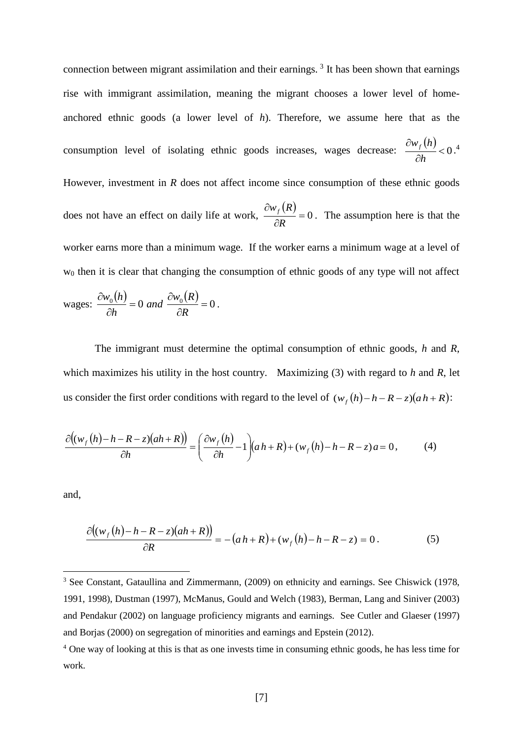connection between migrant assimilation and their earnings.[3] It has been shown that earnings rise with immigrant assimilation, meaning the migrant chooses a lower level of home-anchored ethnic goods (a lower level of *h*). Therefore, we assume here that as the consumption level of isolating ethnic goods increases, wages decrease: $\frac{\partial w_f(h)}{\partial h} < 0$.[4] However, investment in *R* does not affect income since consumption of these ethnic goods does not have an effect on daily life at work, $\frac{\partial w_f(R)}{\partial R} = 0$. The assumption here is that the worker earns more than a minimum wage. If the worker earns a minimum wage at a level of $w_0$ then it is clear that changing the consumption of ethnic goods of any type will not affect wages: $\frac{\partial w_0(h)}{\partial h} = 0$ *and* $\frac{\partial w_0(R)}{\partial R} = 0$.

The immigrant must determine the optimal consumption of ethnic goods, *h* and *R*, which maximizes his utility in the host country. Maximizing (3) with regard to *h* and *R*, let us consider the first order conditions with regard to the level of $(w_f(h) - h - R - z)(ah + R)$:

$$\frac{\partial\big((w_f(h) - h - R - z)(ah + R)\big)}{\partial h} = \left(\frac{\partial w_f(h)}{\partial h} - 1\right)(ah + R) + (w_f(h) - h - R - z)a = 0, \qquad (4)$$

and,

$$\frac{\partial\big((w_f(h) - h - R - z)(ah + R)\big)}{\partial R} = -(ah + R) + (w_f(h) - h - R - z) = 0. \qquad (5)$$

---

[3] See Constant, Gataullina and Zimmermann, (2009) on ethnicity and earnings. See Chiswick (1978, 1991, 1998), Dustman (1997), McManus, Gould and Welch (1983), Berman, Lang and Siniver (2003) and Pendakur (2002) on language proficiency migrants and earnings. See Cutler and Glaeser (1997) and Borjas (2000) on segregation of minorities and earnings and Epstein (2012).

[4] One way of looking at this is that as one invests time in consuming ethnic goods, he has less time for work.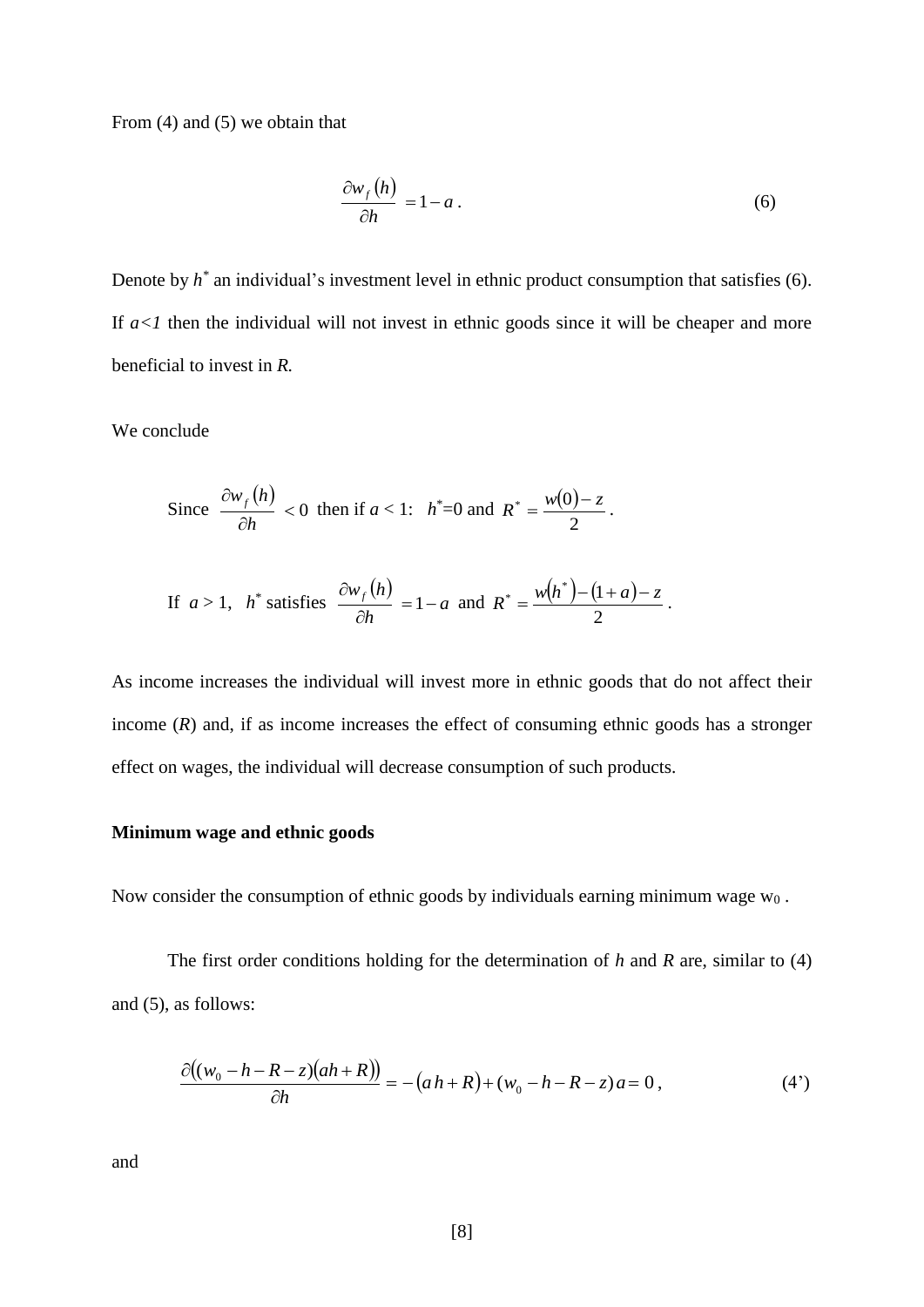From (4) and (5) we obtain that

$$\frac{\partial w_f(h)}{\partial h} = 1 - a . \tag{6}$$

Denote by $h^*$ an individual's investment level in ethnic product consumption that satisfies (6). If *a<1* then the individual will not invest in ethnic goods since it will be cheaper and more beneficial to invest in *R.*

We conclude

Since $\frac{\partial w_f(h)}{\partial h} < 0$ then if $a < 1$: $h^*=0$ and $R^* = \frac{w(0)-z}{2}$.

If $a > 1$, $h^*$ satisfies $\frac{\partial w_f(h)}{\partial h} = 1 - a$ and $R^* = \frac{w(h^*)-(1+a)-z}{2}$.

As income increases the individual will invest more in ethnic goods that do not affect their income (*R*) and, if as income increases the effect of consuming ethnic goods has a stronger effect on wages, the individual will decrease consumption of such products.

**Minimum wage and ethnic goods**

Now consider the consumption of ethnic goods by individuals earning minimum wage $w_0$ .

The first order conditions holding for the determination of *h* and *R* are, similar to (4) and (5), as follows:

$$\frac{\partial((w_0 - h - R - z)(ah + R))}{\partial h} = -(a\,h + R) + (w_0 - h - R - z)a = 0 , \tag{4'}$$

and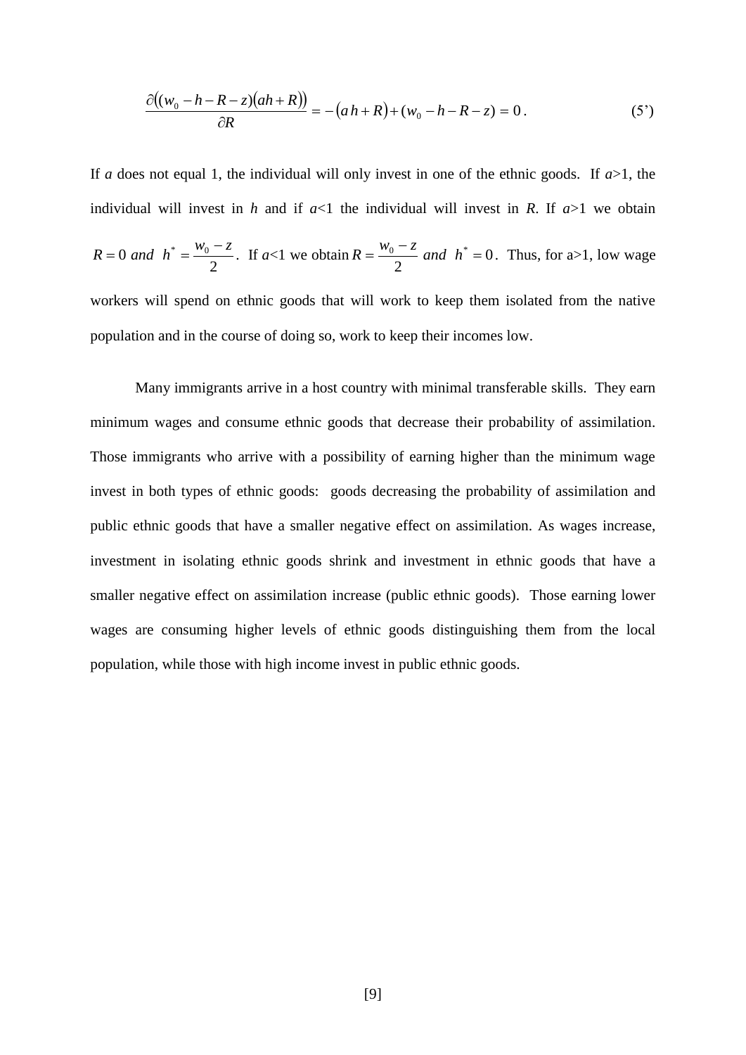$$\frac{\partial\left((w_0 - h - R - z)(ah + R)\right)}{\partial R} = -\left(a\,h + R\right) + (w_0 - h - R - z) = 0\,. \tag{5'}$$

If $a$ does not equal 1, the individual will only invest in one of the ethnic goods. If $a>1$, the individual will invest in $h$ and if $a<1$ the individual will invest in $R$. If $a>1$ we obtain $R = 0$ *and* $h^* = \frac{w_0 - z}{2}$. If $a<1$ we obtain $R = \frac{w_0 - z}{2}$ *and* $h^* = 0$. Thus, for a>1, low wage workers will spend on ethnic goods that will work to keep them isolated from the native population and in the course of doing so, work to keep their incomes low.

Many immigrants arrive in a host country with minimal transferable skills. They earn minimum wages and consume ethnic goods that decrease their probability of assimilation. Those immigrants who arrive with a possibility of earning higher than the minimum wage invest in both types of ethnic goods: goods decreasing the probability of assimilation and public ethnic goods that have a smaller negative effect on assimilation. As wages increase, investment in isolating ethnic goods shrink and investment in ethnic goods that have a smaller negative effect on assimilation increase (public ethnic goods). Those earning lower wages are consuming higher levels of ethnic goods distinguishing them from the local population, while those with high income invest in public ethnic goods.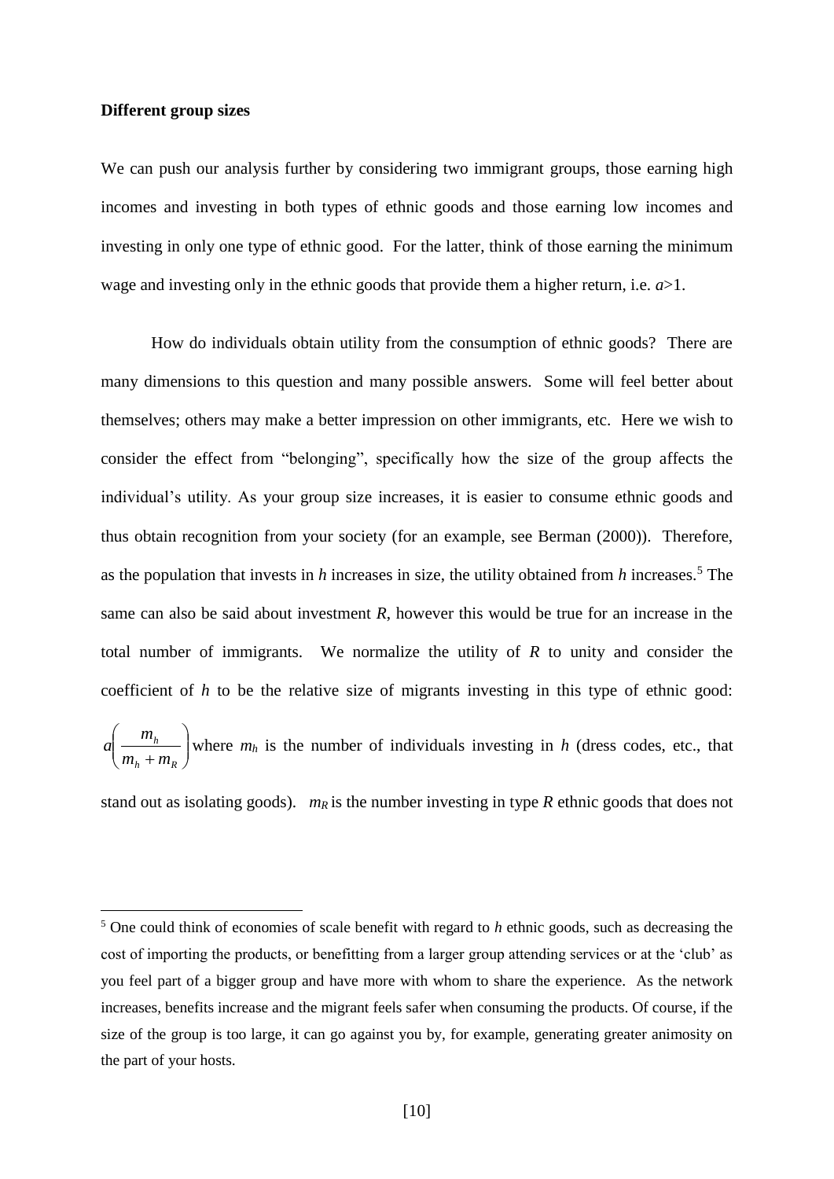**Different group sizes**

We can push our analysis further by considering two immigrant groups, those earning high incomes and investing in both types of ethnic goods and those earning low incomes and investing in only one type of ethnic good. For the latter, think of those earning the minimum wage and investing only in the ethnic goods that provide them a higher return, i.e. $a>1$.

How do individuals obtain utility from the consumption of ethnic goods? There are many dimensions to this question and many possible answers. Some will feel better about themselves; others may make a better impression on other immigrants, etc. Here we wish to consider the effect from "belonging", specifically how the size of the group affects the individual's utility. As your group size increases, it is easier to consume ethnic goods and thus obtain recognition from your society (for an example, see Berman (2000)). Therefore, as the population that invests in $h$ increases in size, the utility obtained from $h$ increases.[5] The same can also be said about investment $R$, however this would be true for an increase in the total number of immigrants. We normalize the utility of $R$ to unity and consider the coefficient of $h$ to be the relative size of migrants investing in this type of ethnic good: $a\left(\frac{m_h}{m_h + m_R}\right)$ where $m_h$ is the number of individuals investing in $h$ (dress codes, etc., that stand out as isolating goods). $m_R$ is the number investing in type $R$ ethnic goods that does not

[5] One could think of economies of scale benefit with regard to $h$ ethnic goods, such as decreasing the cost of importing the products, or benefitting from a larger group attending services or at the 'club' as you feel part of a bigger group and have more with whom to share the experience. As the network increases, benefits increase and the migrant feels safer when consuming the products. Of course, if the size of the group is too large, it can go against you by, for example, generating greater animosity on the part of your hosts.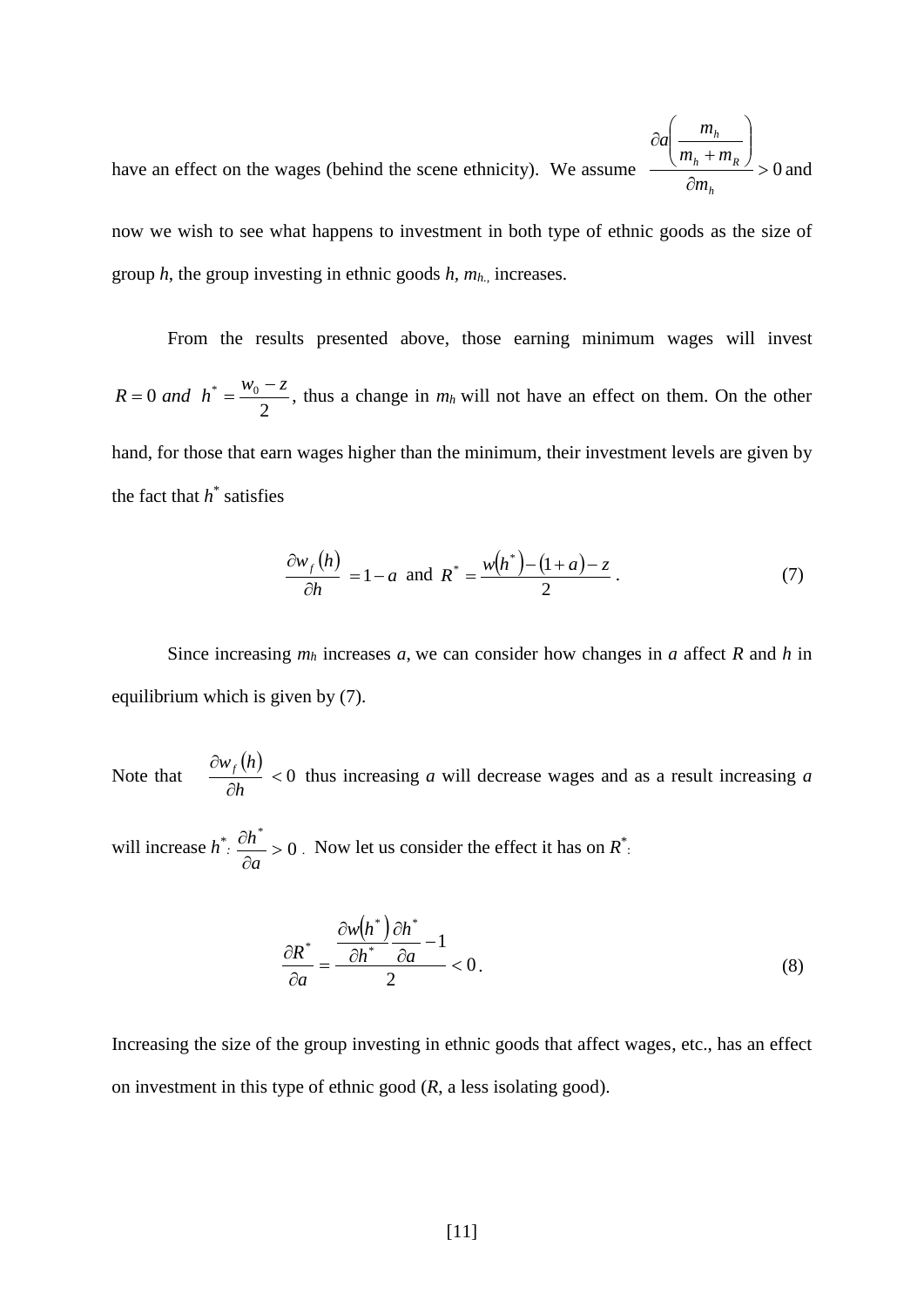have an effect on the wages (behind the scene ethnicity). We assume $\dfrac{\partial a\left(\dfrac{m_h}{m_h + m_R}\right)}{\partial m_h} > 0$ and now we wish to see what happens to investment in both type of ethnic goods as the size of group *h*, the group investing in ethnic goods *h*, $m_{h.,}$ increases.

From the results presented above, those earning minimum wages will invest $R = 0$ *and* $h^* = \dfrac{w_0 - z}{2}$, thus a change in $m_h$ will not have an effect on them. On the other hand, for those that earn wages higher than the minimum, their investment levels are given by the fact that $h^*$ satisfies

$$\frac{\partial w_f(h)}{\partial h} = 1 - a \text{ and } R^* = \frac{w(h^*) - (1 + a) - z}{2}. \tag{7}$$

Since increasing $m_h$ increases *a*, we can consider how changes in *a* affect *R* and *h* in equilibrium which is given by (7).

Note that $\dfrac{\partial w_f(h)}{\partial h} < 0$ thus increasing *a* will decrease wages and as a result increasing *a* will increase $h^*$: $\dfrac{\partial h^*}{\partial a} > 0$. Now let us consider the effect it has on $R^*$:

$$\frac{\partial R^*}{\partial a} = \frac{\dfrac{\partial w(h^*)}{\partial h^*}\dfrac{\partial h^*}{\partial a} - 1}{2} < 0. \tag{8}$$

Increasing the size of the group investing in ethnic goods that affect wages, etc., has an effect on investment in this type of ethnic good (*R*, a less isolating good).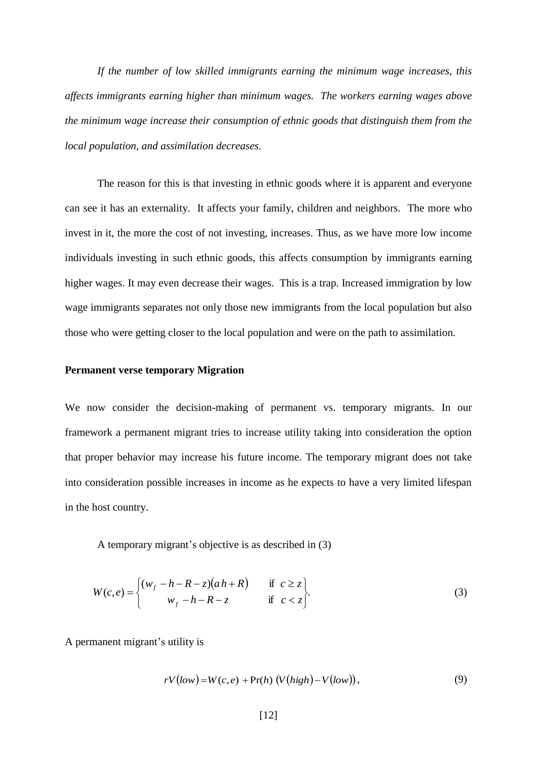*If the number of low skilled immigrants earning the minimum wage increases, this affects immigrants earning higher than minimum wages. The workers earning wages above the minimum wage increase their consumption of ethnic goods that distinguish them from the local population, and assimilation decreases.*

The reason for this is that investing in ethnic goods where it is apparent and everyone can see it has an externality. It affects your family, children and neighbors. The more who invest in it, the more the cost of not investing, increases. Thus, as we have more low income individuals investing in such ethnic goods, this affects consumption by immigrants earning higher wages. It may even decrease their wages. This is a trap. Increased immigration by low wage immigrants separates not only those new immigrants from the local population but also those who were getting closer to the local population and were on the path to assimilation.

**Permanent verse temporary Migration**

We now consider the decision-making of permanent vs. temporary migrants. In our framework a permanent migrant tries to increase utility taking into consideration the option that proper behavior may increase his future income. The temporary migrant does not take into consideration possible increases in income as he expects to have a very limited lifespan in the host country.

A temporary migrant's objective is as described in (3)

$$W(c,e) = \begin{cases} (w_f - h - R - z)(a\,h + R) & \text{if } \; c \geq z \\ w_f - h - R - z & \text{if } \; c < z \end{cases}. \tag{3}$$

A permanent migrant's utility is

$$rV(low) = W(c,e) + \Pr(h)\,\big(V(high) - V(low)\big), \tag{9}$$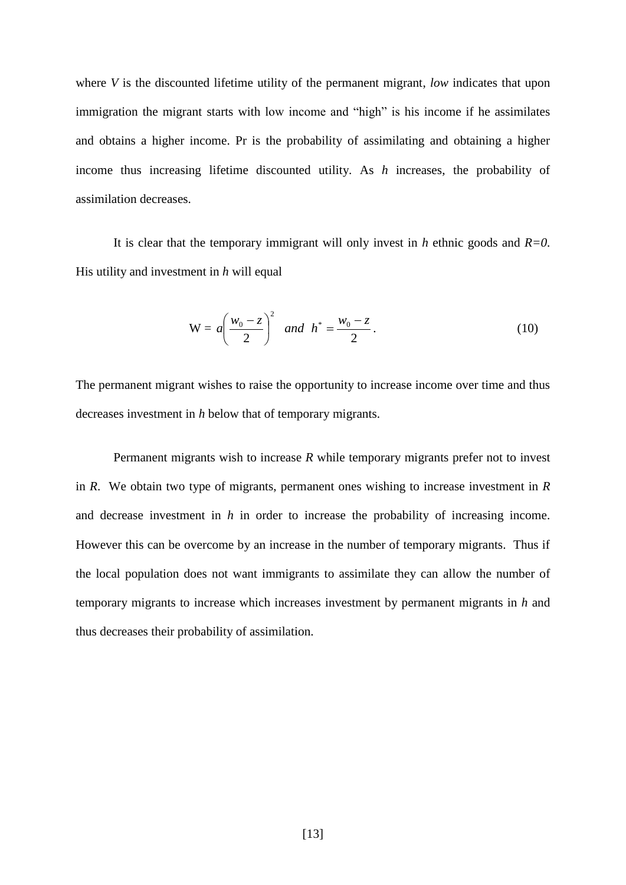where $V$ is the discounted lifetime utility of the permanent migrant, *low* indicates that upon immigration the migrant starts with low income and "high" is his income if he assimilates and obtains a higher income. Pr is the probability of assimilating and obtaining a higher income thus increasing lifetime discounted utility. As $h$ increases, the probability of assimilation decreases.

It is clear that the temporary immigrant will only invest in $h$ ethnic goods and $R=0$. His utility and investment in $h$ will equal

$$W = a\left(\frac{w_0 - z}{2}\right)^2 \quad and \quad h^* = \frac{w_0 - z}{2}. \tag{10}$$

The permanent migrant wishes to raise the opportunity to increase income over time and thus decreases investment in $h$ below that of temporary migrants.

Permanent migrants wish to increase $R$ while temporary migrants prefer not to invest in $R$. We obtain two type of migrants, permanent ones wishing to increase investment in $R$ and decrease investment in $h$ in order to increase the probability of increasing income. However this can be overcome by an increase in the number of temporary migrants. Thus if the local population does not want immigrants to assimilate they can allow the number of temporary migrants to increase which increases investment by permanent migrants in $h$ and thus decreases their probability of assimilation.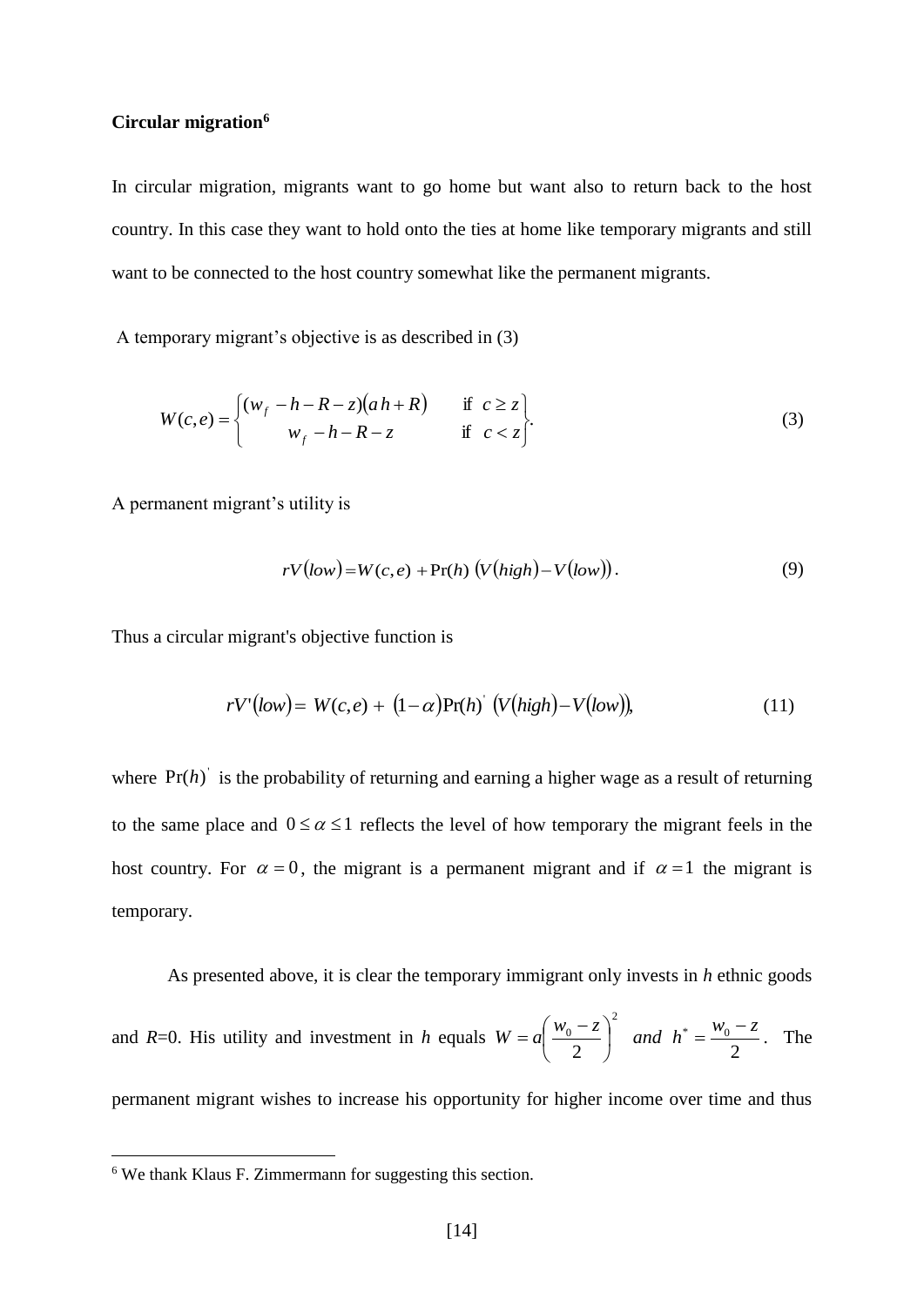**Circular migration**[6]

In circular migration, migrants want to go home but want also to return back to the host country. In this case they want to hold onto the ties at home like temporary migrants and still want to be connected to the host country somewhat like the permanent migrants.

A temporary migrant's objective is as described in (3)

$$W(c,e) = \begin{cases} (w_f - h - R - z)(a\,h + R) & \text{if } c \geq z \\ w_f - h - R - z & \text{if } c < z \end{cases}. \tag{3}$$

A permanent migrant's utility is

$$rV(low) = W(c,e) + \Pr(h)\,\big(V(high) - V(low)\big). \tag{9}$$

Thus a circular migrant's objective function is

$$rV'(low) = W(c,e) + (1-\alpha)\Pr(h)'\,\big(V(high) - V(low)\big), \tag{11}$$

where $\Pr(h)'$ is the probability of returning and earning a higher wage as a result of returning to the same place and $0 \leq \alpha \leq 1$ reflects the level of how temporary the migrant feels in the host country. For $\alpha = 0$, the migrant is a permanent migrant and if $\alpha = 1$ the migrant is temporary.

As presented above, it is clear the temporary immigrant only invests in *h* ethnic goods and *R*=0. His utility and investment in *h* equals $W = a\left(\frac{w_0 - z}{2}\right)^2$ *and* $h^* = \frac{w_0 - z}{2}$. The permanent migrant wishes to increase his opportunity for higher income over time and thus

[6] We thank Klaus F. Zimmermann for suggesting this section.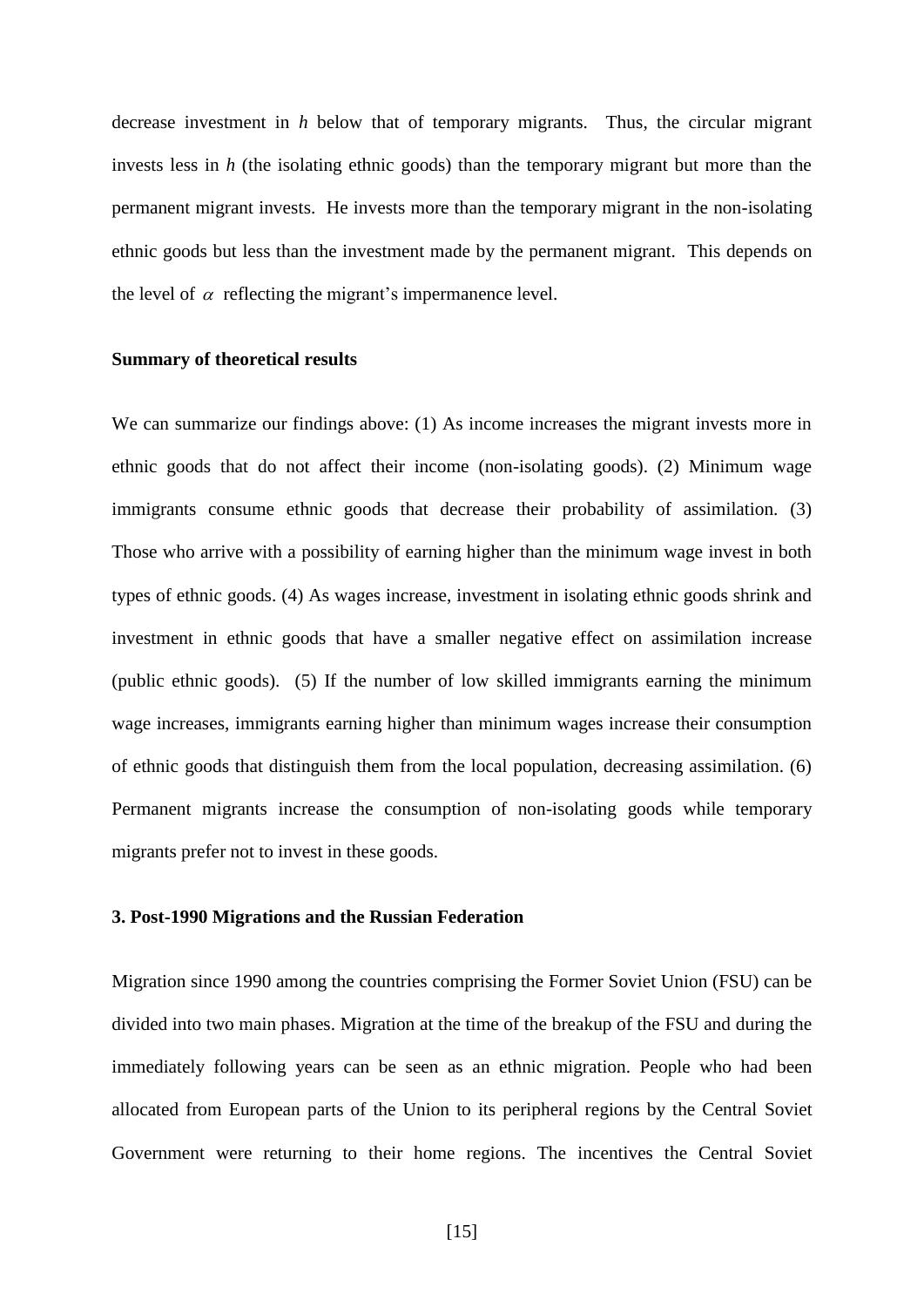decrease investment in $h$ below that of temporary migrants. Thus, the circular migrant invests less in $h$ (the isolating ethnic goods) than the temporary migrant but more than the permanent migrant invests. He invests more than the temporary migrant in the non-isolating ethnic goods but less than the investment made by the permanent migrant. This depends on the level of $\alpha$ reflecting the migrant's impermanence level.

**Summary of theoretical results**

We can summarize our findings above: (1) As income increases the migrant invests more in ethnic goods that do not affect their income (non-isolating goods). (2) Minimum wage immigrants consume ethnic goods that decrease their probability of assimilation. (3) Those who arrive with a possibility of earning higher than the minimum wage invest in both types of ethnic goods. (4) As wages increase, investment in isolating ethnic goods shrink and investment in ethnic goods that have a smaller negative effect on assimilation increase (public ethnic goods). (5) If the number of low skilled immigrants earning the minimum wage increases, immigrants earning higher than minimum wages increase their consumption of ethnic goods that distinguish them from the local population, decreasing assimilation. (6) Permanent migrants increase the consumption of non-isolating goods while temporary migrants prefer not to invest in these goods.

## 3. Post-1990 Migrations and the Russian Federation

Migration since 1990 among the countries comprising the Former Soviet Union (FSU) can be divided into two main phases. Migration at the time of the breakup of the FSU and during the immediately following years can be seen as an ethnic migration. People who had been allocated from European parts of the Union to its peripheral regions by the Central Soviet Government were returning to their home regions. The incentives the Central Soviet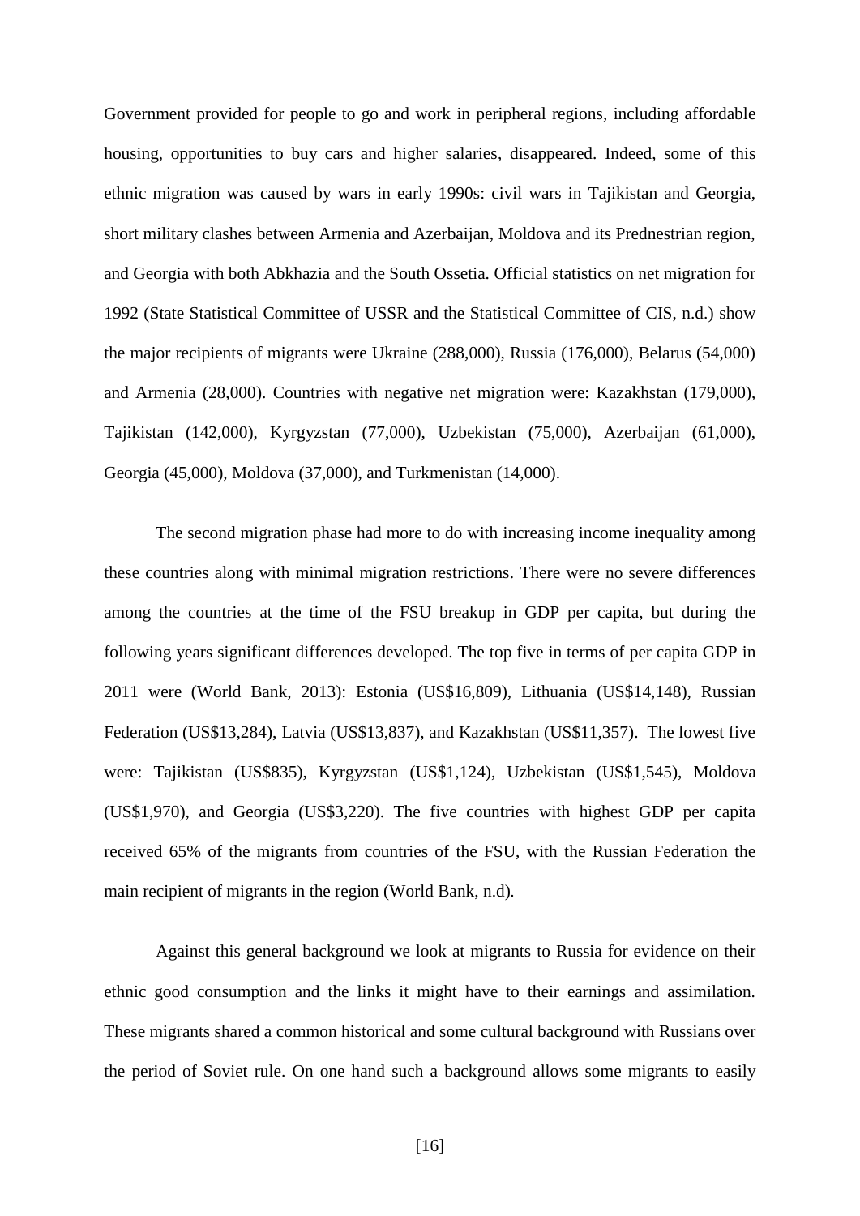Government provided for people to go and work in peripheral regions, including affordable housing, opportunities to buy cars and higher salaries, disappeared. Indeed, some of this ethnic migration was caused by wars in early 1990s: civil wars in Tajikistan and Georgia, short military clashes between Armenia and Azerbaijan, Moldova and its Prednestrian region, and Georgia with both Abkhazia and the South Ossetia. Official statistics on net migration for 1992 (State Statistical Committee of USSR and the Statistical Committee of CIS, n.d.) show the major recipients of migrants were Ukraine (288,000), Russia (176,000), Belarus (54,000) and Armenia (28,000). Countries with negative net migration were: Kazakhstan (179,000), Tajikistan (142,000), Kyrgyzstan (77,000), Uzbekistan (75,000), Azerbaijan (61,000), Georgia (45,000), Moldova (37,000), and Turkmenistan (14,000).

The second migration phase had more to do with increasing income inequality among these countries along with minimal migration restrictions. There were no severe differences among the countries at the time of the FSU breakup in GDP per capita, but during the following years significant differences developed. The top five in terms of per capita GDP in 2011 were (World Bank, 2013): Estonia (US$16,809), Lithuania (US$14,148), Russian Federation (US$13,284), Latvia (US$13,837), and Kazakhstan (US$11,357). The lowest five were: Tajikistan (US$835), Kyrgyzstan (US$1,124), Uzbekistan (US$1,545), Moldova (US$1,970), and Georgia (US$3,220). The five countries with highest GDP per capita received 65% of the migrants from countries of the FSU, with the Russian Federation the main recipient of migrants in the region (World Bank, n.d).

Against this general background we look at migrants to Russia for evidence on their ethnic good consumption and the links it might have to their earnings and assimilation. These migrants shared a common historical and some cultural background with Russians over the period of Soviet rule. On one hand such a background allows some migrants to easily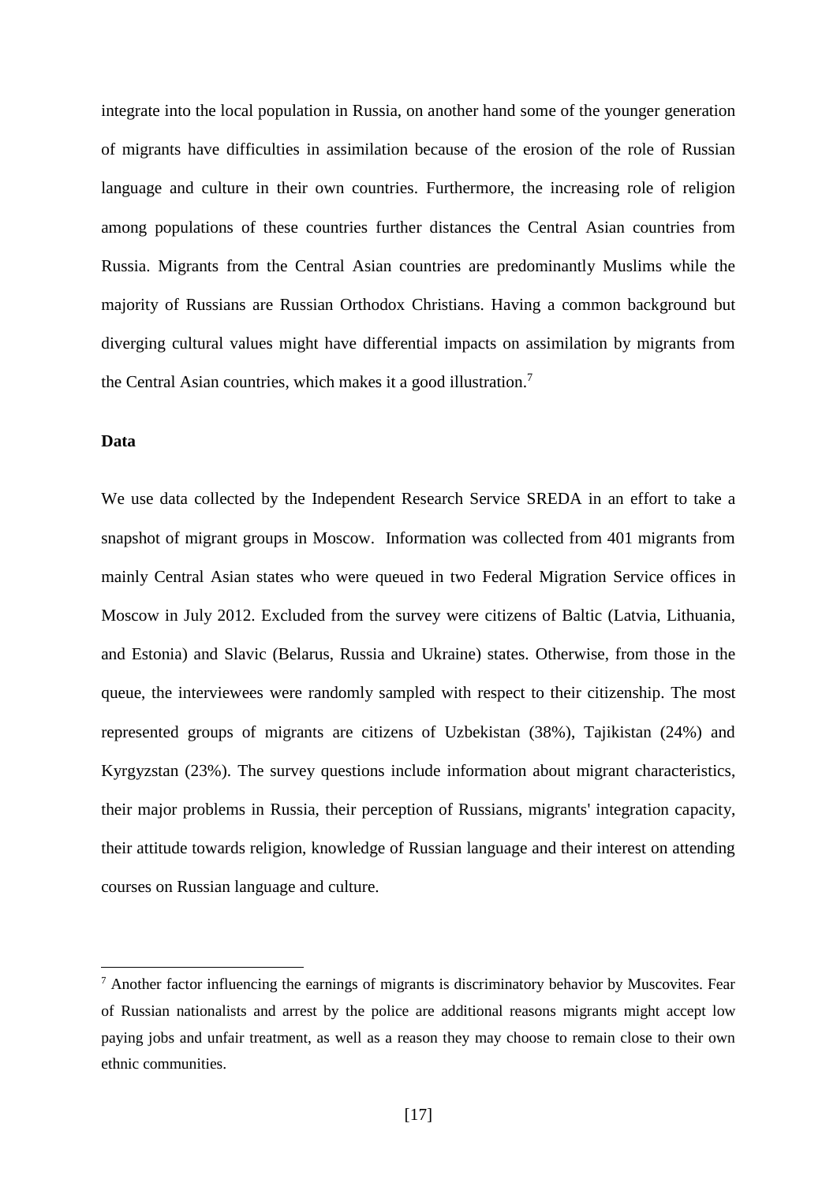integrate into the local population in Russia, on another hand some of the younger generation of migrants have difficulties in assimilation because of the erosion of the role of Russian language and culture in their own countries. Furthermore, the increasing role of religion among populations of these countries further distances the Central Asian countries from Russia. Migrants from the Central Asian countries are predominantly Muslims while the majority of Russians are Russian Orthodox Christians. Having a common background but diverging cultural values might have differential impacts on assimilation by migrants from the Central Asian countries, which makes it a good illustration.[7]

**Data**

We use data collected by the Independent Research Service SREDA in an effort to take a snapshot of migrant groups in Moscow. Information was collected from 401 migrants from mainly Central Asian states who were queued in two Federal Migration Service offices in Moscow in July 2012. Excluded from the survey were citizens of Baltic (Latvia, Lithuania, and Estonia) and Slavic (Belarus, Russia and Ukraine) states. Otherwise, from those in the queue, the interviewees were randomly sampled with respect to their citizenship. The most represented groups of migrants are citizens of Uzbekistan (38%), Tajikistan (24%) and Kyrgyzstan (23%). The survey questions include information about migrant characteristics, their major problems in Russia, their perception of Russians, migrants' integration capacity, their attitude towards religion, knowledge of Russian language and their interest on attending courses on Russian language and culture.

---

[7] Another factor influencing the earnings of migrants is discriminatory behavior by Muscovites. Fear of Russian nationalists and arrest by the police are additional reasons migrants might accept low paying jobs and unfair treatment, as well as a reason they may choose to remain close to their own ethnic communities.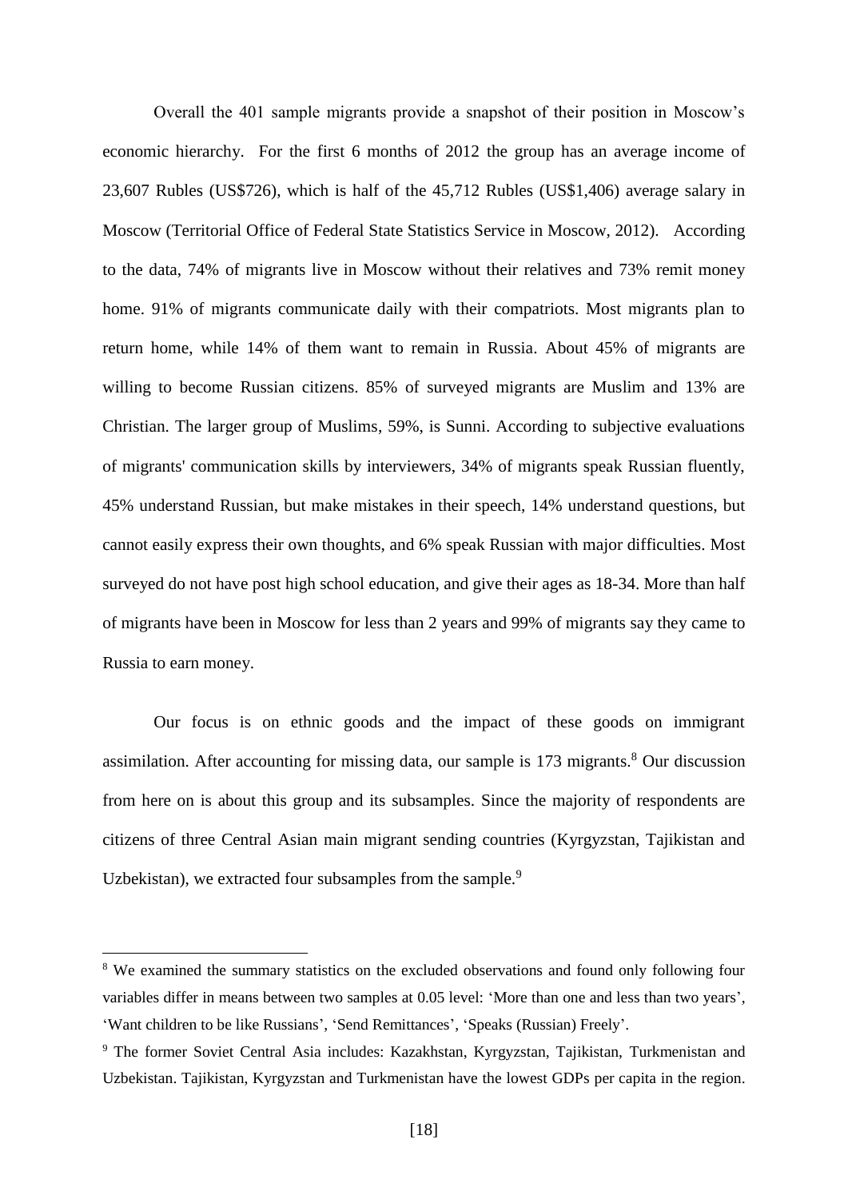Overall the 401 sample migrants provide a snapshot of their position in Moscow's economic hierarchy. For the first 6 months of 2012 the group has an average income of 23,607 Rubles (US$726), which is half of the 45,712 Rubles (US$1,406) average salary in Moscow (Territorial Office of Federal State Statistics Service in Moscow, 2012). According to the data, 74% of migrants live in Moscow without their relatives and 73% remit money home. 91% of migrants communicate daily with their compatriots. Most migrants plan to return home, while 14% of them want to remain in Russia. About 45% of migrants are willing to become Russian citizens. 85% of surveyed migrants are Muslim and 13% are Christian. The larger group of Muslims, 59%, is Sunni. According to subjective evaluations of migrants' communication skills by interviewers, 34% of migrants speak Russian fluently, 45% understand Russian, but make mistakes in their speech, 14% understand questions, but cannot easily express their own thoughts, and 6% speak Russian with major difficulties. Most surveyed do not have post high school education, and give their ages as 18-34. More than half of migrants have been in Moscow for less than 2 years and 99% of migrants say they came to Russia to earn money.

Our focus is on ethnic goods and the impact of these goods on immigrant assimilation. After accounting for missing data, our sample is 173 migrants.[8] Our discussion from here on is about this group and its subsamples. Since the majority of respondents are citizens of three Central Asian main migrant sending countries (Kyrgyzstan, Tajikistan and Uzbekistan), we extracted four subsamples from the sample.[9]

[8] We examined the summary statistics on the excluded observations and found only following four variables differ in means between two samples at 0.05 level: 'More than one and less than two years', 'Want children to be like Russians', 'Send Remittances', 'Speaks (Russian) Freely'.

[9] The former Soviet Central Asia includes: Kazakhstan, Kyrgyzstan, Tajikistan, Turkmenistan and Uzbekistan. Tajikistan, Kyrgyzstan and Turkmenistan have the lowest GDPs per capita in the region.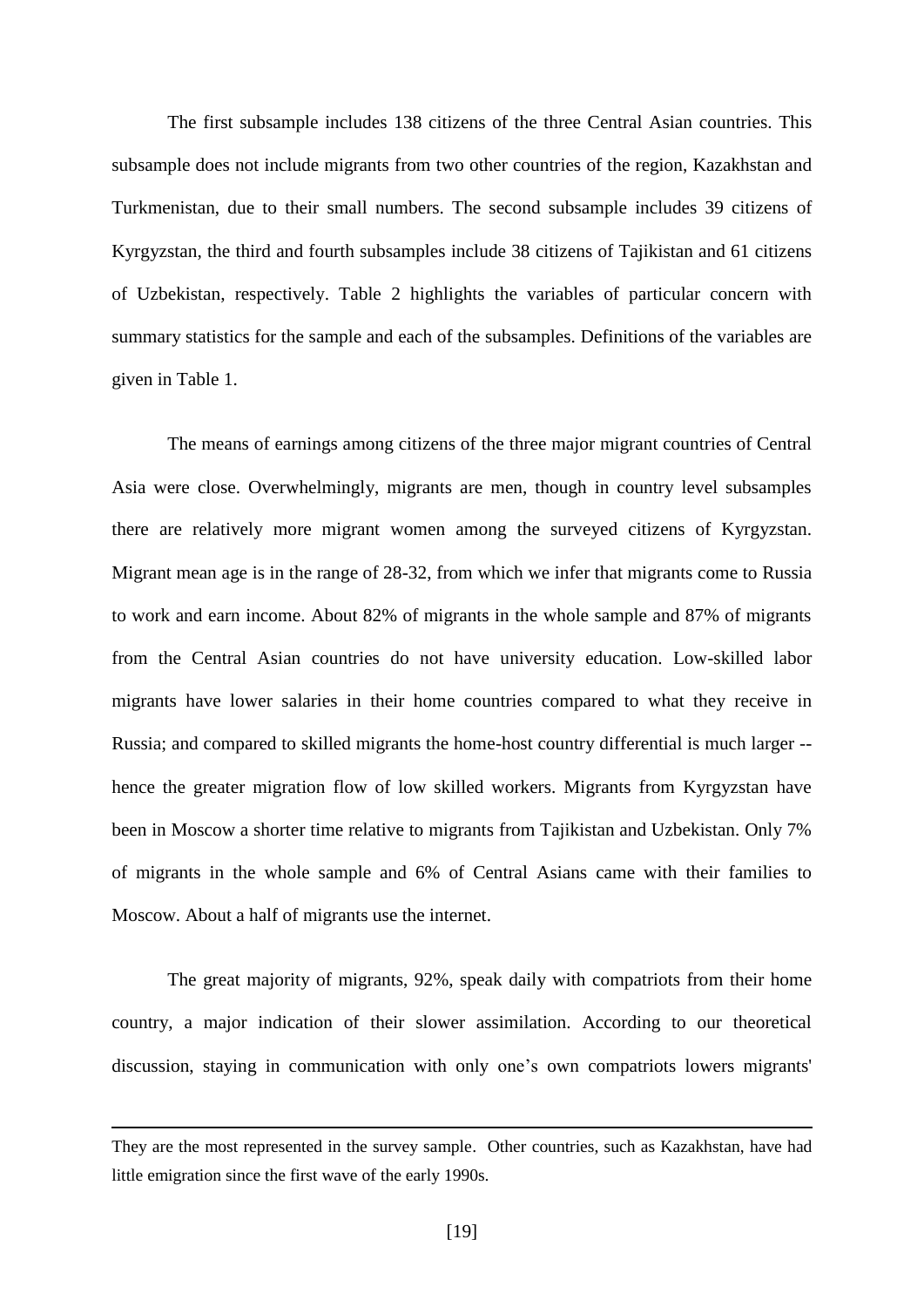The first subsample includes 138 citizens of the three Central Asian countries. This subsample does not include migrants from two other countries of the region, Kazakhstan and Turkmenistan, due to their small numbers. The second subsample includes 39 citizens of Kyrgyzstan, the third and fourth subsamples include 38 citizens of Tajikistan and 61 citizens of Uzbekistan, respectively. Table 2 highlights the variables of particular concern with summary statistics for the sample and each of the subsamples. Definitions of the variables are given in Table 1.

The means of earnings among citizens of the three major migrant countries of Central Asia were close. Overwhelmingly, migrants are men, though in country level subsamples there are relatively more migrant women among the surveyed citizens of Kyrgyzstan. Migrant mean age is in the range of 28-32, from which we infer that migrants come to Russia to work and earn income. About 82% of migrants in the whole sample and 87% of migrants from the Central Asian countries do not have university education. Low-skilled labor migrants have lower salaries in their home countries compared to what they receive in Russia; and compared to skilled migrants the home-host country differential is much larger -- hence the greater migration flow of low skilled workers. Migrants from Kyrgyzstan have been in Moscow a shorter time relative to migrants from Tajikistan and Uzbekistan. Only 7% of migrants in the whole sample and 6% of Central Asians came with their families to Moscow. About a half of migrants use the internet.

The great majority of migrants, 92%, speak daily with compatriots from their home country, a major indication of their slower assimilation. According to our theoretical discussion, staying in communication with only one's own compatriots lowers migrants'

---

They are the most represented in the survey sample. Other countries, such as Kazakhstan, have had little emigration since the first wave of the early 1990s.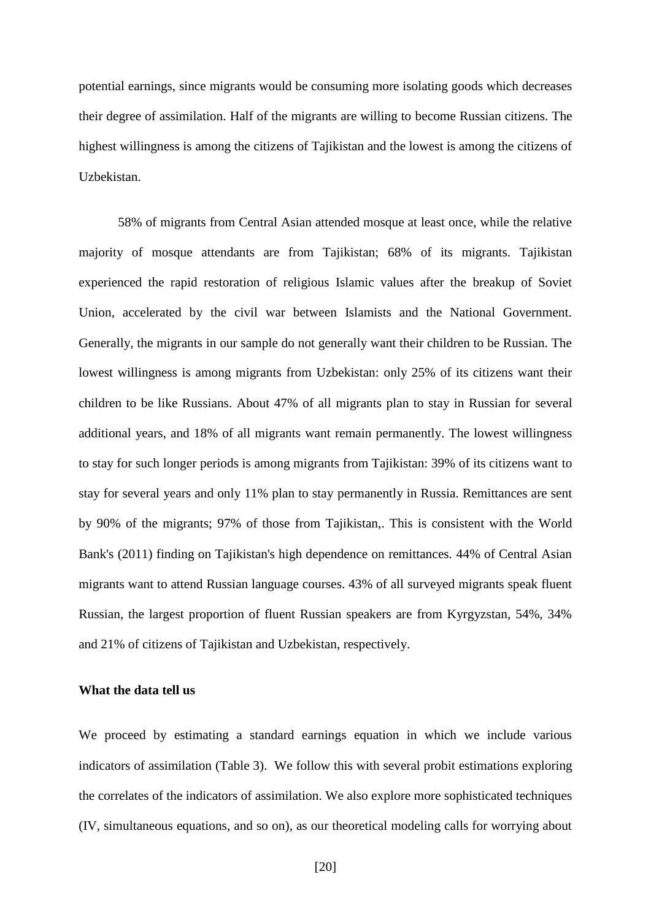potential earnings, since migrants would be consuming more isolating goods which decreases their degree of assimilation. Half of the migrants are willing to become Russian citizens. The highest willingness is among the citizens of Tajikistan and the lowest is among the citizens of Uzbekistan.

58% of migrants from Central Asian attended mosque at least once, while the relative majority of mosque attendants are from Tajikistan; 68% of its migrants. Tajikistan experienced the rapid restoration of religious Islamic values after the breakup of Soviet Union, accelerated by the civil war between Islamists and the National Government. Generally, the migrants in our sample do not generally want their children to be Russian. The lowest willingness is among migrants from Uzbekistan: only 25% of its citizens want their children to be like Russians. About 47% of all migrants plan to stay in Russian for several additional years, and 18% of all migrants want remain permanently. The lowest willingness to stay for such longer periods is among migrants from Tajikistan: 39% of its citizens want to stay for several years and only 11% plan to stay permanently in Russia. Remittances are sent by 90% of the migrants; 97% of those from Tajikistan,. This is consistent with the World Bank's (2011) finding on Tajikistan's high dependence on remittances. 44% of Central Asian migrants want to attend Russian language courses. 43% of all surveyed migrants speak fluent Russian, the largest proportion of fluent Russian speakers are from Kyrgyzstan, 54%, 34% and 21% of citizens of Tajikistan and Uzbekistan, respectively.

**What the data tell us**

We proceed by estimating a standard earnings equation in which we include various indicators of assimilation (Table 3). We follow this with several probit estimations exploring the correlates of the indicators of assimilation. We also explore more sophisticated techniques (IV, simultaneous equations, and so on), as our theoretical modeling calls for worrying about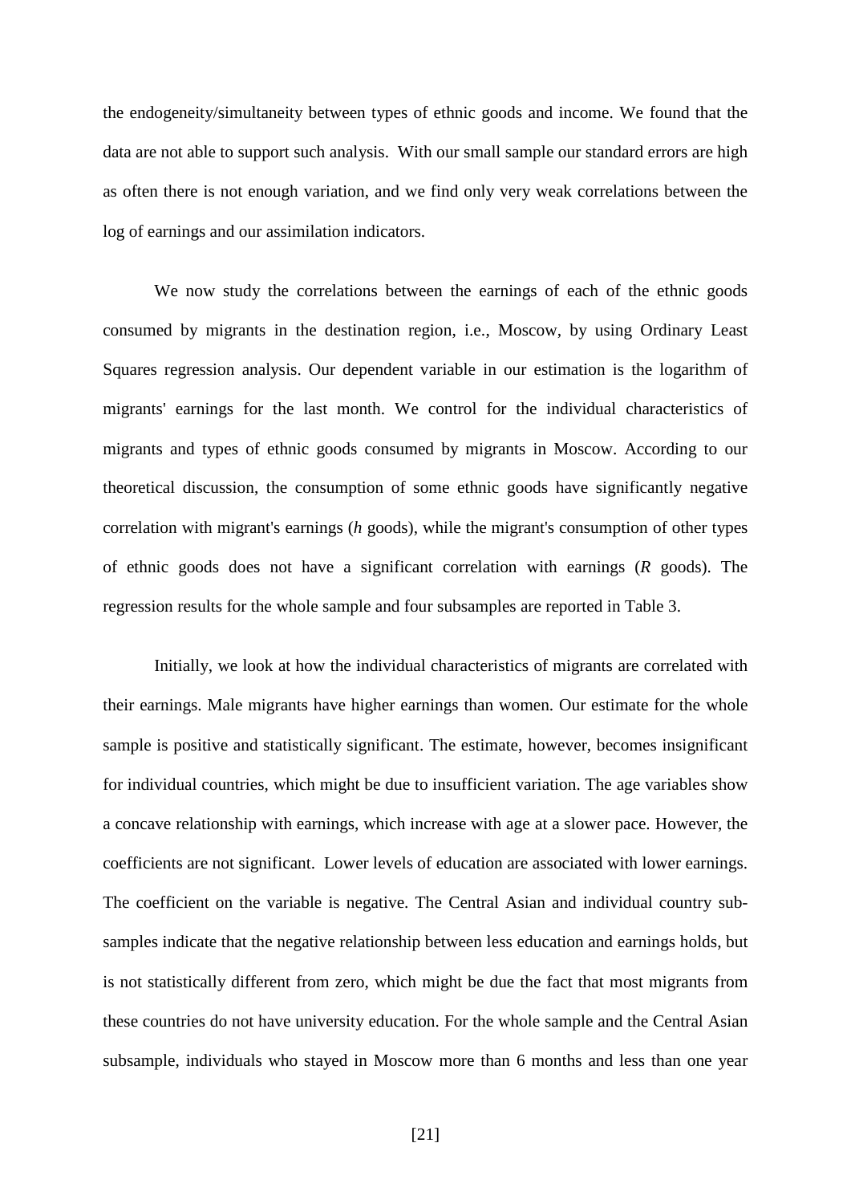the endogeneity/simultaneity between types of ethnic goods and income. We found that the data are not able to support such analysis. With our small sample our standard errors are high as often there is not enough variation, and we find only very weak correlations between the log of earnings and our assimilation indicators.

We now study the correlations between the earnings of each of the ethnic goods consumed by migrants in the destination region, i.e., Moscow, by using Ordinary Least Squares regression analysis. Our dependent variable in our estimation is the logarithm of migrants' earnings for the last month. We control for the individual characteristics of migrants and types of ethnic goods consumed by migrants in Moscow. According to our theoretical discussion, the consumption of some ethnic goods have significantly negative correlation with migrant's earnings (*h* goods), while the migrant's consumption of other types of ethnic goods does not have a significant correlation with earnings (*R* goods). The regression results for the whole sample and four subsamples are reported in Table 3.

Initially, we look at how the individual characteristics of migrants are correlated with their earnings. Male migrants have higher earnings than women. Our estimate for the whole sample is positive and statistically significant. The estimate, however, becomes insignificant for individual countries, which might be due to insufficient variation. The age variables show a concave relationship with earnings, which increase with age at a slower pace. However, the coefficients are not significant. Lower levels of education are associated with lower earnings. The coefficient on the variable is negative. The Central Asian and individual country sub-samples indicate that the negative relationship between less education and earnings holds, but is not statistically different from zero, which might be due the fact that most migrants from these countries do not have university education. For the whole sample and the Central Asian subsample, individuals who stayed in Moscow more than 6 months and less than one year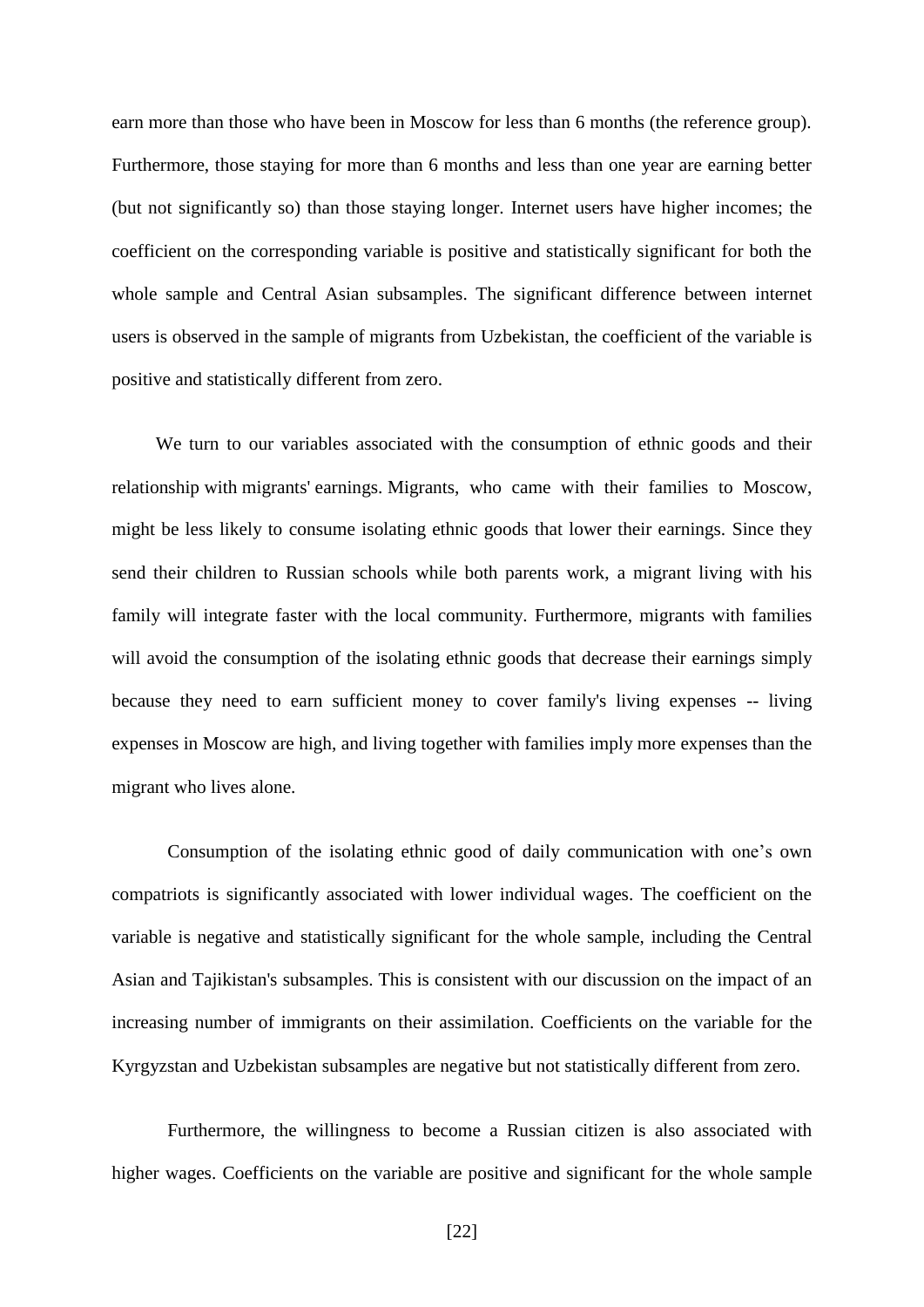earn more than those who have been in Moscow for less than 6 months (the reference group). Furthermore, those staying for more than 6 months and less than one year are earning better (but not significantly so) than those staying longer. Internet users have higher incomes; the coefficient on the corresponding variable is positive and statistically significant for both the whole sample and Central Asian subsamples. The significant difference between internet users is observed in the sample of migrants from Uzbekistan, the coefficient of the variable is positive and statistically different from zero.

We turn to our variables associated with the consumption of ethnic goods and their relationship with migrants' earnings. Migrants, who came with their families to Moscow, might be less likely to consume isolating ethnic goods that lower their earnings. Since they send their children to Russian schools while both parents work, a migrant living with his family will integrate faster with the local community. Furthermore, migrants with families will avoid the consumption of the isolating ethnic goods that decrease their earnings simply because they need to earn sufficient money to cover family's living expenses -- living expenses in Moscow are high, and living together with families imply more expenses than the migrant who lives alone.

Consumption of the isolating ethnic good of daily communication with one's own compatriots is significantly associated with lower individual wages. The coefficient on the variable is negative and statistically significant for the whole sample, including the Central Asian and Tajikistan's subsamples. This is consistent with our discussion on the impact of an increasing number of immigrants on their assimilation. Coefficients on the variable for the Kyrgyzstan and Uzbekistan subsamples are negative but not statistically different from zero.

Furthermore, the willingness to become a Russian citizen is also associated with higher wages. Coefficients on the variable are positive and significant for the whole sample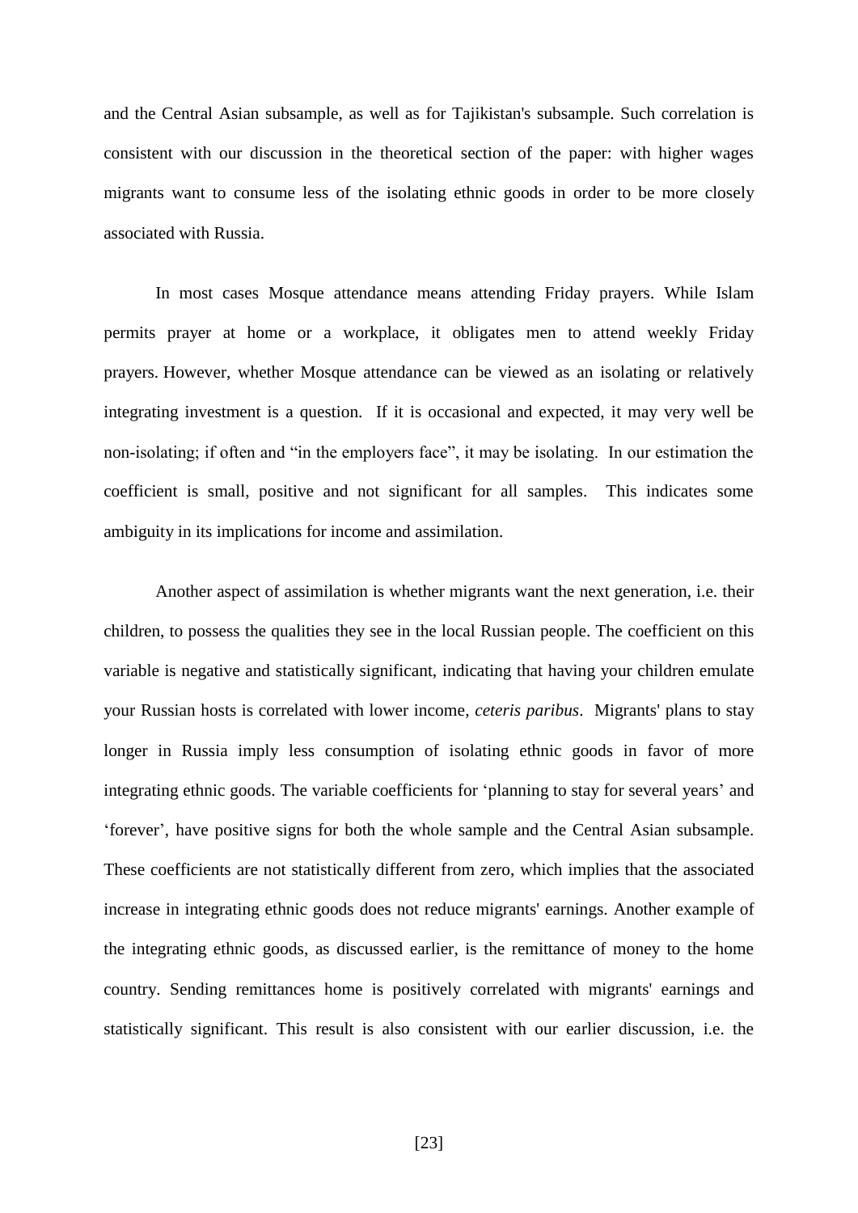and the Central Asian subsample, as well as for Tajikistan's subsample. Such correlation is consistent with our discussion in the theoretical section of the paper: with higher wages migrants want to consume less of the isolating ethnic goods in order to be more closely associated with Russia.

In most cases Mosque attendance means attending Friday prayers. While Islam permits prayer at home or a workplace, it obligates men to attend weekly Friday prayers. However, whether Mosque attendance can be viewed as an isolating or relatively integrating investment is a question. If it is occasional and expected, it may very well be non-isolating; if often and "in the employers face", it may be isolating. In our estimation the coefficient is small, positive and not significant for all samples. This indicates some ambiguity in its implications for income and assimilation.

Another aspect of assimilation is whether migrants want the next generation, i.e. their children, to possess the qualities they see in the local Russian people. The coefficient on this variable is negative and statistically significant, indicating that having your children emulate your Russian hosts is correlated with lower income, *ceteris paribus*. Migrants' plans to stay longer in Russia imply less consumption of isolating ethnic goods in favor of more integrating ethnic goods. The variable coefficients for 'planning to stay for several years' and 'forever', have positive signs for both the whole sample and the Central Asian subsample. These coefficients are not statistically different from zero, which implies that the associated increase in integrating ethnic goods does not reduce migrants' earnings. Another example of the integrating ethnic goods, as discussed earlier, is the remittance of money to the home country. Sending remittances home is positively correlated with migrants' earnings and statistically significant. This result is also consistent with our earlier discussion, i.e. the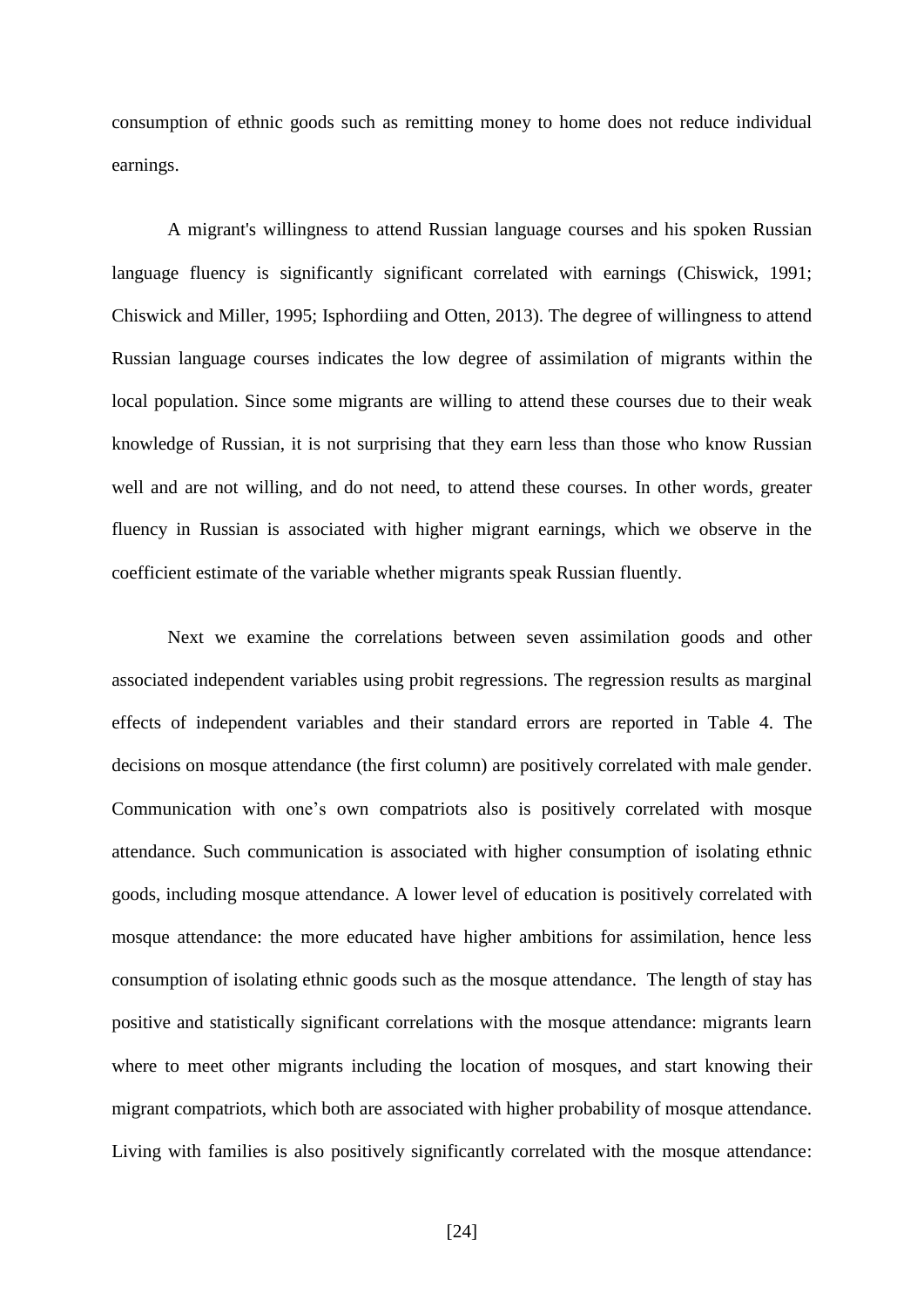consumption of ethnic goods such as remitting money to home does not reduce individual earnings.

A migrant's willingness to attend Russian language courses and his spoken Russian language fluency is significantly significant correlated with earnings (Chiswick, 1991; Chiswick and Miller, 1995; Isphordiing and Otten, 2013). The degree of willingness to attend Russian language courses indicates the low degree of assimilation of migrants within the local population. Since some migrants are willing to attend these courses due to their weak knowledge of Russian, it is not surprising that they earn less than those who know Russian well and are not willing, and do not need, to attend these courses. In other words, greater fluency in Russian is associated with higher migrant earnings, which we observe in the coefficient estimate of the variable whether migrants speak Russian fluently.

Next we examine the correlations between seven assimilation goods and other associated independent variables using probit regressions. The regression results as marginal effects of independent variables and their standard errors are reported in Table 4. The decisions on mosque attendance (the first column) are positively correlated with male gender. Communication with one's own compatriots also is positively correlated with mosque attendance. Such communication is associated with higher consumption of isolating ethnic goods, including mosque attendance. A lower level of education is positively correlated with mosque attendance: the more educated have higher ambitions for assimilation, hence less consumption of isolating ethnic goods such as the mosque attendance. The length of stay has positive and statistically significant correlations with the mosque attendance: migrants learn where to meet other migrants including the location of mosques, and start knowing their migrant compatriots, which both are associated with higher probability of mosque attendance. Living with families is also positively significantly correlated with the mosque attendance: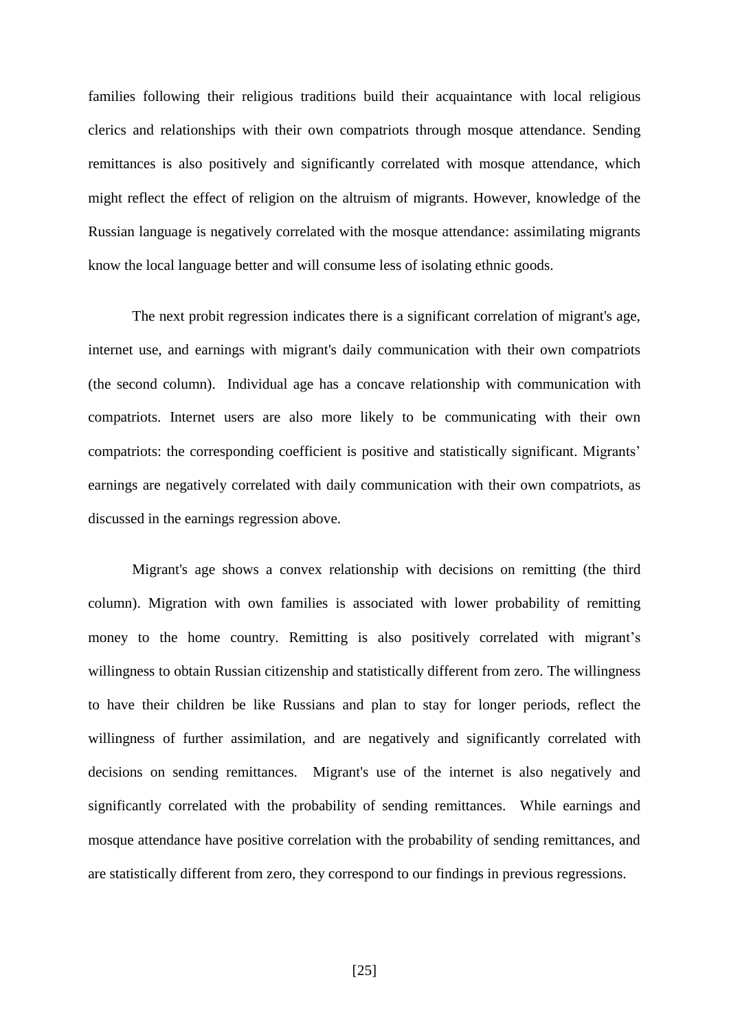families following their religious traditions build their acquaintance with local religious clerics and relationships with their own compatriots through mosque attendance. Sending remittances is also positively and significantly correlated with mosque attendance, which might reflect the effect of religion on the altruism of migrants. However, knowledge of the Russian language is negatively correlated with the mosque attendance: assimilating migrants know the local language better and will consume less of isolating ethnic goods.

The next probit regression indicates there is a significant correlation of migrant's age, internet use, and earnings with migrant's daily communication with their own compatriots (the second column). Individual age has a concave relationship with communication with compatriots. Internet users are also more likely to be communicating with their own compatriots: the corresponding coefficient is positive and statistically significant. Migrants' earnings are negatively correlated with daily communication with their own compatriots, as discussed in the earnings regression above.

Migrant's age shows a convex relationship with decisions on remitting (the third column). Migration with own families is associated with lower probability of remitting money to the home country. Remitting is also positively correlated with migrant's willingness to obtain Russian citizenship and statistically different from zero. The willingness to have their children be like Russians and plan to stay for longer periods, reflect the willingness of further assimilation, and are negatively and significantly correlated with decisions on sending remittances. Migrant's use of the internet is also negatively and significantly correlated with the probability of sending remittances. While earnings and mosque attendance have positive correlation with the probability of sending remittances, and are statistically different from zero, they correspond to our findings in previous regressions.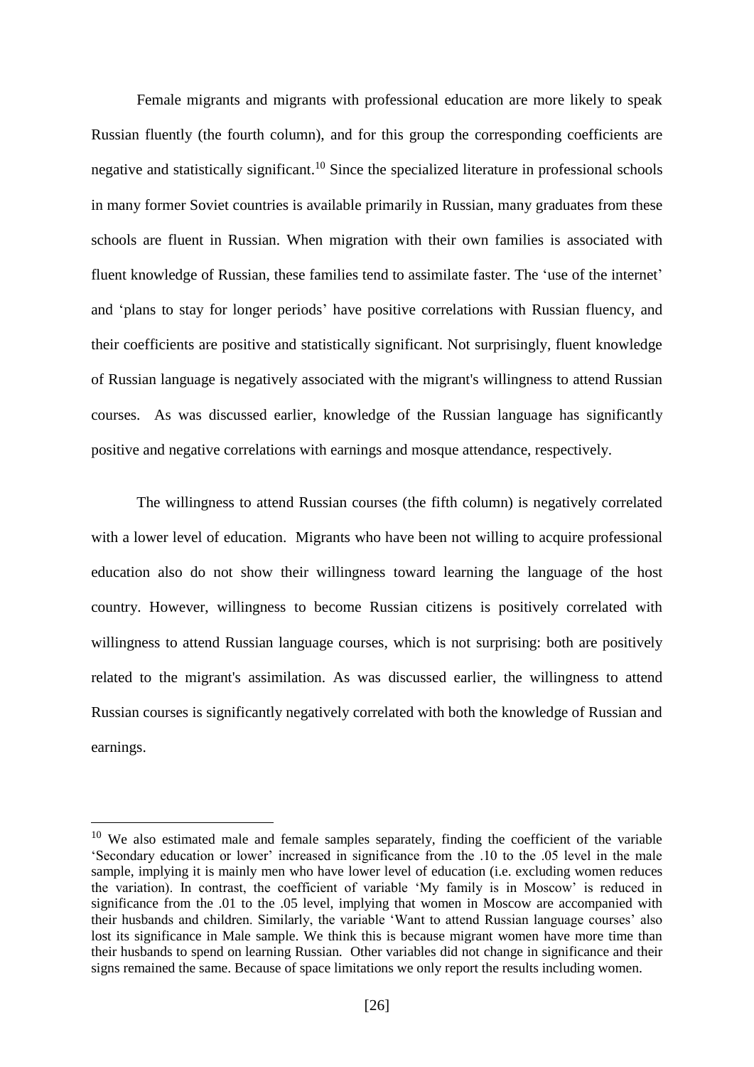Female migrants and migrants with professional education are more likely to speak Russian fluently (the fourth column), and for this group the corresponding coefficients are negative and statistically significant.[10] Since the specialized literature in professional schools in many former Soviet countries is available primarily in Russian, many graduates from these schools are fluent in Russian. When migration with their own families is associated with fluent knowledge of Russian, these families tend to assimilate faster. The 'use of the internet' and 'plans to stay for longer periods' have positive correlations with Russian fluency, and their coefficients are positive and statistically significant. Not surprisingly, fluent knowledge of Russian language is negatively associated with the migrant's willingness to attend Russian courses. As was discussed earlier, knowledge of the Russian language has significantly positive and negative correlations with earnings and mosque attendance, respectively.

The willingness to attend Russian courses (the fifth column) is negatively correlated with a lower level of education. Migrants who have been not willing to acquire professional education also do not show their willingness toward learning the language of the host country. However, willingness to become Russian citizens is positively correlated with willingness to attend Russian language courses, which is not surprising: both are positively related to the migrant's assimilation. As was discussed earlier, the willingness to attend Russian courses is significantly negatively correlated with both the knowledge of Russian and earnings.

---

[10] We also estimated male and female samples separately, finding the coefficient of the variable 'Secondary education or lower' increased in significance from the .10 to the .05 level in the male sample, implying it is mainly men who have lower level of education (i.e. excluding women reduces the variation). In contrast, the coefficient of variable 'My family is in Moscow' is reduced in significance from the .01 to the .05 level, implying that women in Moscow are accompanied with their husbands and children. Similarly, the variable 'Want to attend Russian language courses' also lost its significance in Male sample. We think this is because migrant women have more time than their husbands to spend on learning Russian. Other variables did not change in significance and their signs remained the same. Because of space limitations we only report the results including women.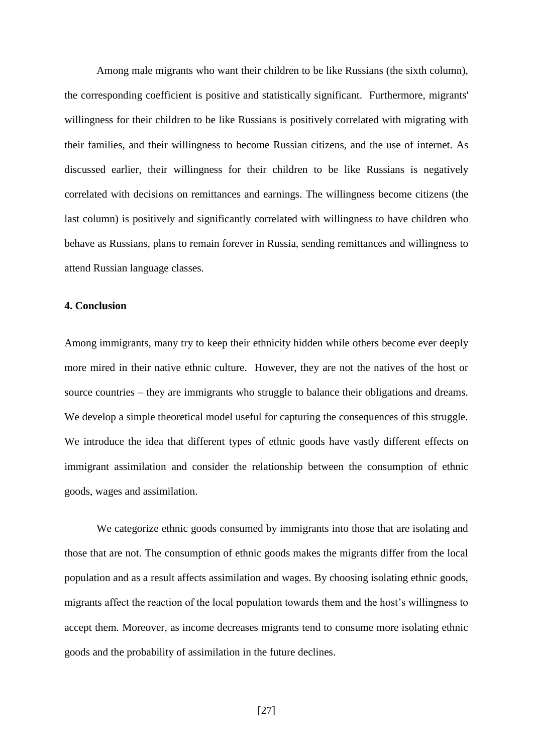Among male migrants who want their children to be like Russians (the sixth column), the corresponding coefficient is positive and statistically significant. Furthermore, migrants' willingness for their children to be like Russians is positively correlated with migrating with their families, and their willingness to become Russian citizens, and the use of internet. As discussed earlier, their willingness for their children to be like Russians is negatively correlated with decisions on remittances and earnings. The willingness become citizens (the last column) is positively and significantly correlated with willingness to have children who behave as Russians, plans to remain forever in Russia, sending remittances and willingness to attend Russian language classes.

## 4. Conclusion

Among immigrants, many try to keep their ethnicity hidden while others become ever deeply more mired in their native ethnic culture. However, they are not the natives of the host or source countries – they are immigrants who struggle to balance their obligations and dreams. We develop a simple theoretical model useful for capturing the consequences of this struggle. We introduce the idea that different types of ethnic goods have vastly different effects on immigrant assimilation and consider the relationship between the consumption of ethnic goods, wages and assimilation.

We categorize ethnic goods consumed by immigrants into those that are isolating and those that are not. The consumption of ethnic goods makes the migrants differ from the local population and as a result affects assimilation and wages. By choosing isolating ethnic goods, migrants affect the reaction of the local population towards them and the host's willingness to accept them. Moreover, as income decreases migrants tend to consume more isolating ethnic goods and the probability of assimilation in the future declines.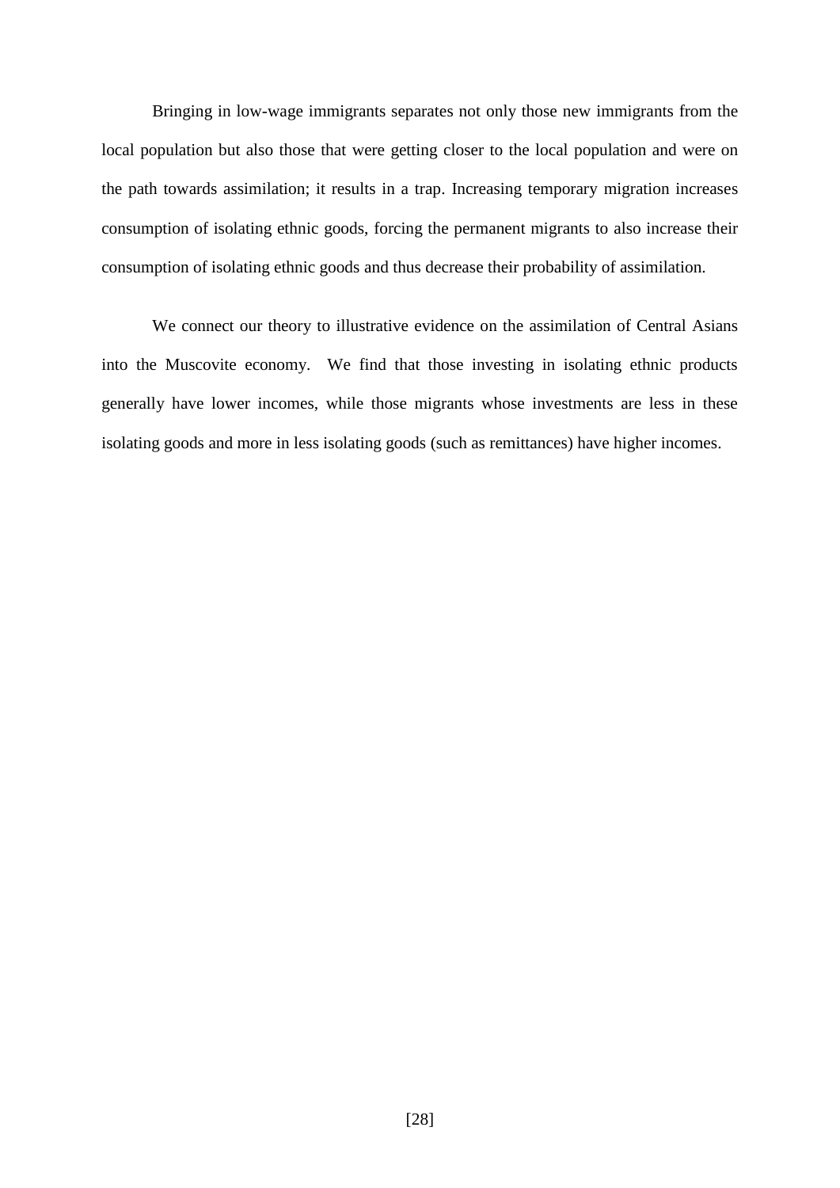Bringing in low-wage immigrants separates not only those new immigrants from the local population but also those that were getting closer to the local population and were on the path towards assimilation; it results in a trap. Increasing temporary migration increases consumption of isolating ethnic goods, forcing the permanent migrants to also increase their consumption of isolating ethnic goods and thus decrease their probability of assimilation.

We connect our theory to illustrative evidence on the assimilation of Central Asians into the Muscovite economy. We find that those investing in isolating ethnic products generally have lower incomes, while those migrants whose investments are less in these isolating goods and more in less isolating goods (such as remittances) have higher incomes.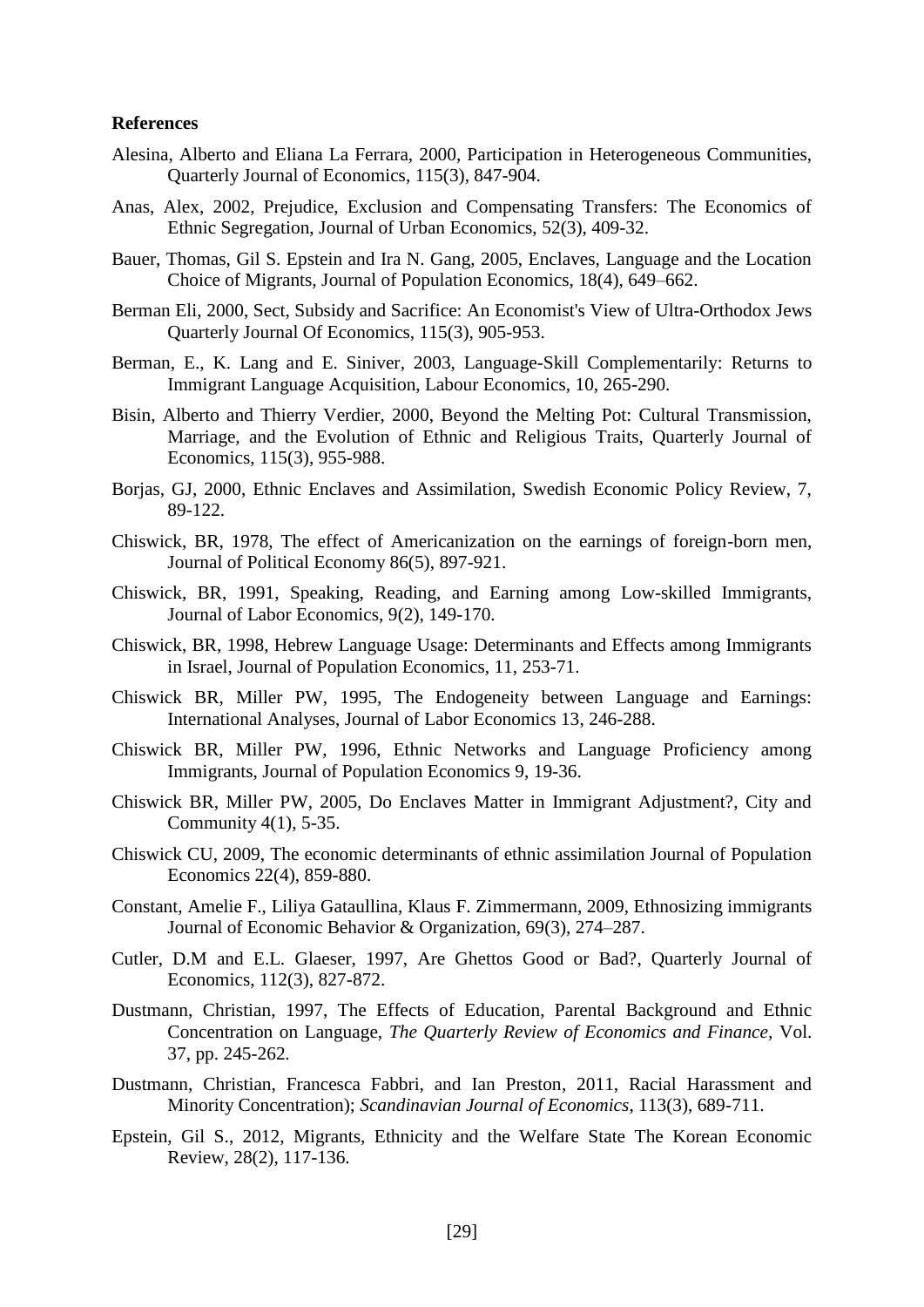**References**

Alesina, Alberto and Eliana La Ferrara, 2000, Participation in Heterogeneous Communities, Quarterly Journal of Economics, 115(3), 847-904.

Anas, Alex, 2002, Prejudice, Exclusion and Compensating Transfers: The Economics of Ethnic Segregation, Journal of Urban Economics, 52(3), 409-32.

Bauer, Thomas, Gil S. Epstein and Ira N. Gang, 2005, Enclaves, Language and the Location Choice of Migrants, Journal of Population Economics, 18(4), 649–662.

Berman Eli, 2000, Sect, Subsidy and Sacrifice: An Economist's View of Ultra-Orthodox Jews Quarterly Journal Of Economics, 115(3), 905-953.

Berman, E., K. Lang and E. Siniver, 2003, Language-Skill Complementarily: Returns to Immigrant Language Acquisition, Labour Economics, 10, 265-290.

Bisin, Alberto and Thierry Verdier, 2000, Beyond the Melting Pot: Cultural Transmission, Marriage, and the Evolution of Ethnic and Religious Traits, Quarterly Journal of Economics, 115(3), 955-988.

Borjas, GJ, 2000, Ethnic Enclaves and Assimilation, Swedish Economic Policy Review, 7, 89-122.

Chiswick, BR, 1978, The effect of Americanization on the earnings of foreign-born men, Journal of Political Economy 86(5), 897-921.

Chiswick, BR, 1991, Speaking, Reading, and Earning among Low-skilled Immigrants, Journal of Labor Economics, 9(2), 149-170.

Chiswick, BR, 1998, Hebrew Language Usage: Determinants and Effects among Immigrants in Israel, Journal of Population Economics, 11, 253-71.

Chiswick BR, Miller PW, 1995, The Endogeneity between Language and Earnings: International Analyses, Journal of Labor Economics 13, 246-288.

Chiswick BR, Miller PW, 1996, Ethnic Networks and Language Proficiency among Immigrants, Journal of Population Economics 9, 19-36.

Chiswick BR, Miller PW, 2005, Do Enclaves Matter in Immigrant Adjustment?, City and Community 4(1), 5-35.

Chiswick CU, 2009, The economic determinants of ethnic assimilation Journal of Population Economics 22(4), 859-880.

Constant, Amelie F., Liliya Gataullina, Klaus F. Zimmermann, 2009, Ethnosizing immigrants Journal of Economic Behavior & Organization, 69(3), 274–287.

Cutler, D.M and E.L. Glaeser, 1997, Are Ghettos Good or Bad?, Quarterly Journal of Economics, 112(3), 827-872.

Dustmann, Christian, 1997, The Effects of Education, Parental Background and Ethnic Concentration on Language, *The Quarterly Review of Economics and Finance*, Vol. 37, pp. 245-262.

Dustmann, Christian, Francesca Fabbri, and Ian Preston, 2011, Racial Harassment and Minority Concentration); *Scandinavian Journal of Economics*, 113(3), 689-711.

Epstein, Gil S., 2012, Migrants, Ethnicity and the Welfare State The Korean Economic Review, 28(2), 117-136.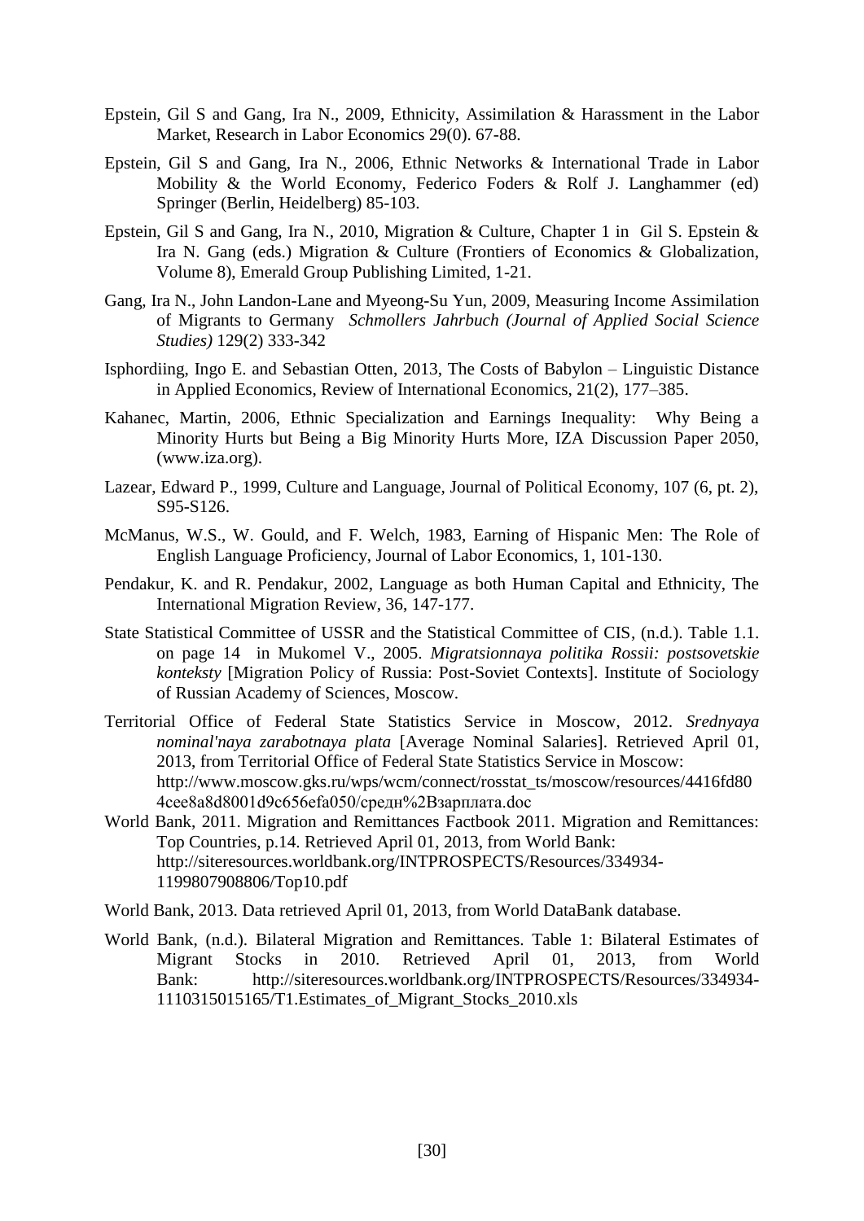Epstein, Gil S and Gang, Ira N., 2009, Ethnicity, Assimilation & Harassment in the Labor Market, Research in Labor Economics 29(0). 67-88.

Epstein, Gil S and Gang, Ira N., 2006, Ethnic Networks & International Trade in Labor Mobility & the World Economy, Federico Foders & Rolf J. Langhammer (ed) Springer (Berlin, Heidelberg) 85-103.

Epstein, Gil S and Gang, Ira N., 2010, Migration & Culture, Chapter 1 in Gil S. Epstein & Ira N. Gang (eds.) Migration & Culture (Frontiers of Economics & Globalization, Volume 8), Emerald Group Publishing Limited, 1-21.

Gang, Ira N., John Landon-Lane and Myeong-Su Yun, 2009, Measuring Income Assimilation of Migrants to Germany *Schmollers Jahrbuch (Journal of Applied Social Science Studies)* 129(2) 333-342

Isphordiing, Ingo E. and Sebastian Otten, 2013, The Costs of Babylon – Linguistic Distance in Applied Economics, Review of International Economics, 21(2), 177–385.

Kahanec, Martin, 2006, Ethnic Specialization and Earnings Inequality: Why Being a Minority Hurts but Being a Big Minority Hurts More, IZA Discussion Paper 2050, (www.iza.org).

Lazear, Edward P., 1999, Culture and Language, Journal of Political Economy, 107 (6, pt. 2), S95-S126.

McManus, W.S., W. Gould, and F. Welch, 1983, Earning of Hispanic Men: The Role of English Language Proficiency, Journal of Labor Economics, 1, 101-130.

Pendakur, K. and R. Pendakur, 2002, Language as both Human Capital and Ethnicity, The International Migration Review, 36, 147-177.

State Statistical Committee of USSR and the Statistical Committee of CIS, (n.d.). Table 1.1. on page 14 in Mukomel V., 2005. *Migratsionnaya politika Rossii: postsovetskie konteksty* [Migration Policy of Russia: Post-Soviet Contexts]. Institute of Sociology of Russian Academy of Sciences, Moscow.

Territorial Office of Federal State Statistics Service in Moscow, 2012. *Srednyaya nominal'naya zarabotnaya plata* [Average Nominal Salaries]. Retrieved April 01, 2013, from Territorial Office of Federal State Statistics Service in Moscow: http://www.moscow.gks.ru/wps/wcm/connect/rosstat_ts/moscow/resources/4416fd804cee8a8d8001d9c656efa050/средн%2Bзарплата.doc

World Bank, 2011. Migration and Remittances Factbook 2011. Migration and Remittances: Top Countries, p.14. Retrieved April 01, 2013, from World Bank: http://siteresources.worldbank.org/INTPROSPECTS/Resources/334934-1199807908806/Top10.pdf

World Bank, 2013. Data retrieved April 01, 2013, from World DataBank database.

World Bank, (n.d.). Bilateral Migration and Remittances. Table 1: Bilateral Estimates of Migrant Stocks in 2010. Retrieved April 01, 2013, from World Bank: http://siteresources.worldbank.org/INTPROSPECTS/Resources/334934-1110315015165/T1.Estimates_of_Migrant_Stocks_2010.xls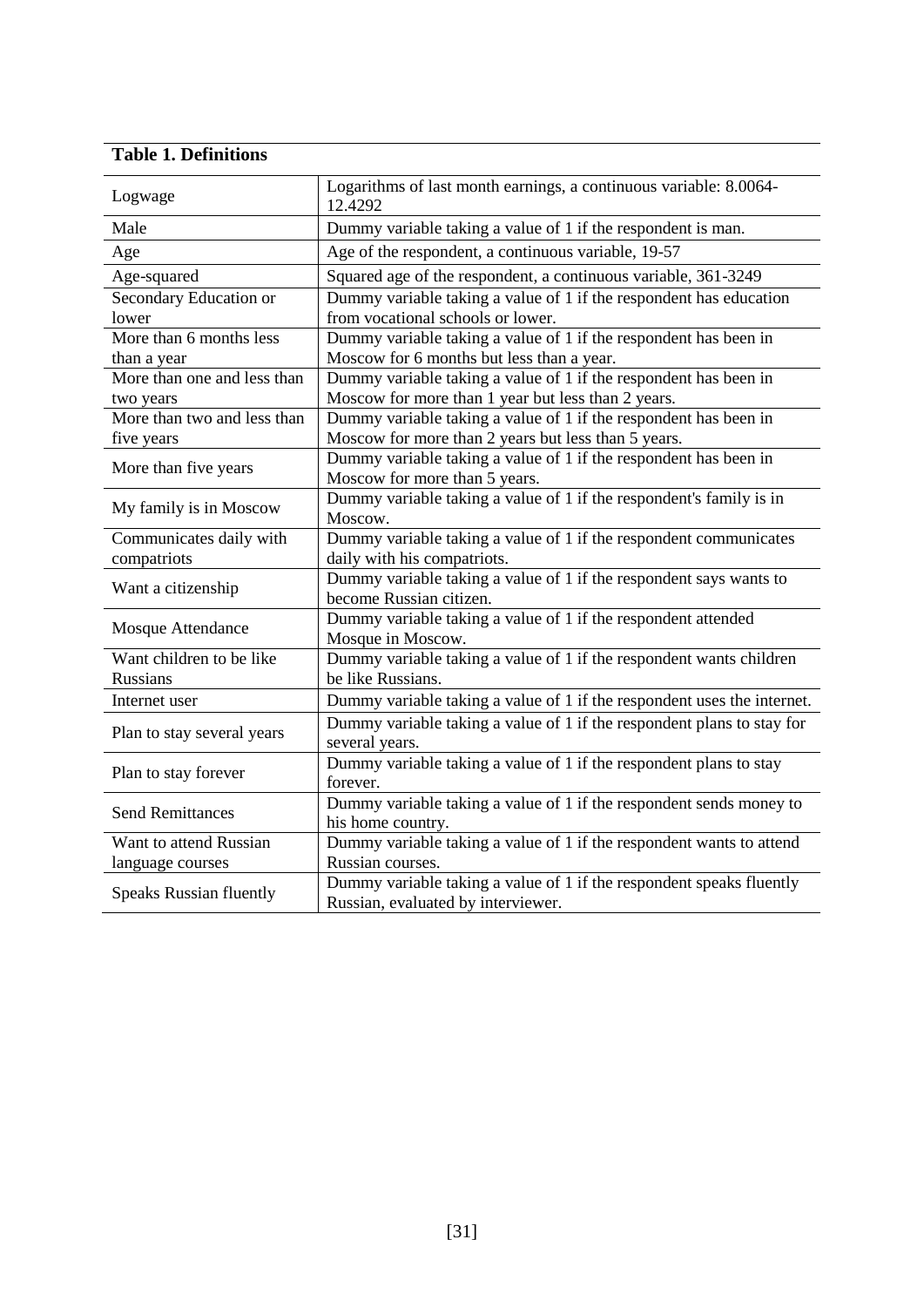**Table 1. Definitions**

| Variable | Definition |
|---|---|
| Logwage | Logarithms of last month earnings, a continuous variable: 8.0064-12.4292 |
| Male | Dummy variable taking a value of 1 if the respondent is man. |
| Age | Age of the respondent, a continuous variable, 19-57 |
| Age-squared | Squared age of the respondent, a continuous variable, 361-3249 |
| Secondary Education or lower | Dummy variable taking a value of 1 if the respondent has education from vocational schools or lower. |
| More than 6 months less than a year | Dummy variable taking a value of 1 if the respondent has been in Moscow for 6 months but less than a year. |
| More than one and less than two years | Dummy variable taking a value of 1 if the respondent has been in Moscow for more than 1 year but less than 2 years. |
| More than two and less than five years | Dummy variable taking a value of 1 if the respondent has been in Moscow for more than 2 years but less than 5 years. |
| More than five years | Dummy variable taking a value of 1 if the respondent has been in Moscow for more than 5 years. |
| My family is in Moscow | Dummy variable taking a value of 1 if the respondent's family is in Moscow. |
| Communicates daily with compatriots | Dummy variable taking a value of 1 if the respondent communicates daily with his compatriots. |
| Want a citizenship | Dummy variable taking a value of 1 if the respondent says wants to become Russian citizen. |
| Mosque Attendance | Dummy variable taking a value of 1 if the respondent attended Mosque in Moscow. |
| Want children to be like Russians | Dummy variable taking a value of 1 if the respondent wants children be like Russians. |
| Internet user | Dummy variable taking a value of 1 if the respondent uses the internet. |
| Plan to stay several years | Dummy variable taking a value of 1 if the respondent plans to stay for several years. |
| Plan to stay forever | Dummy variable taking a value of 1 if the respondent plans to stay forever. |
| Send Remittances | Dummy variable taking a value of 1 if the respondent sends money to his home country. |
| Want to attend Russian language courses | Dummy variable taking a value of 1 if the respondent wants to attend Russian courses. |
| Speaks Russian fluently | Dummy variable taking a value of 1 if the respondent speaks fluently Russian, evaluated by interviewer. |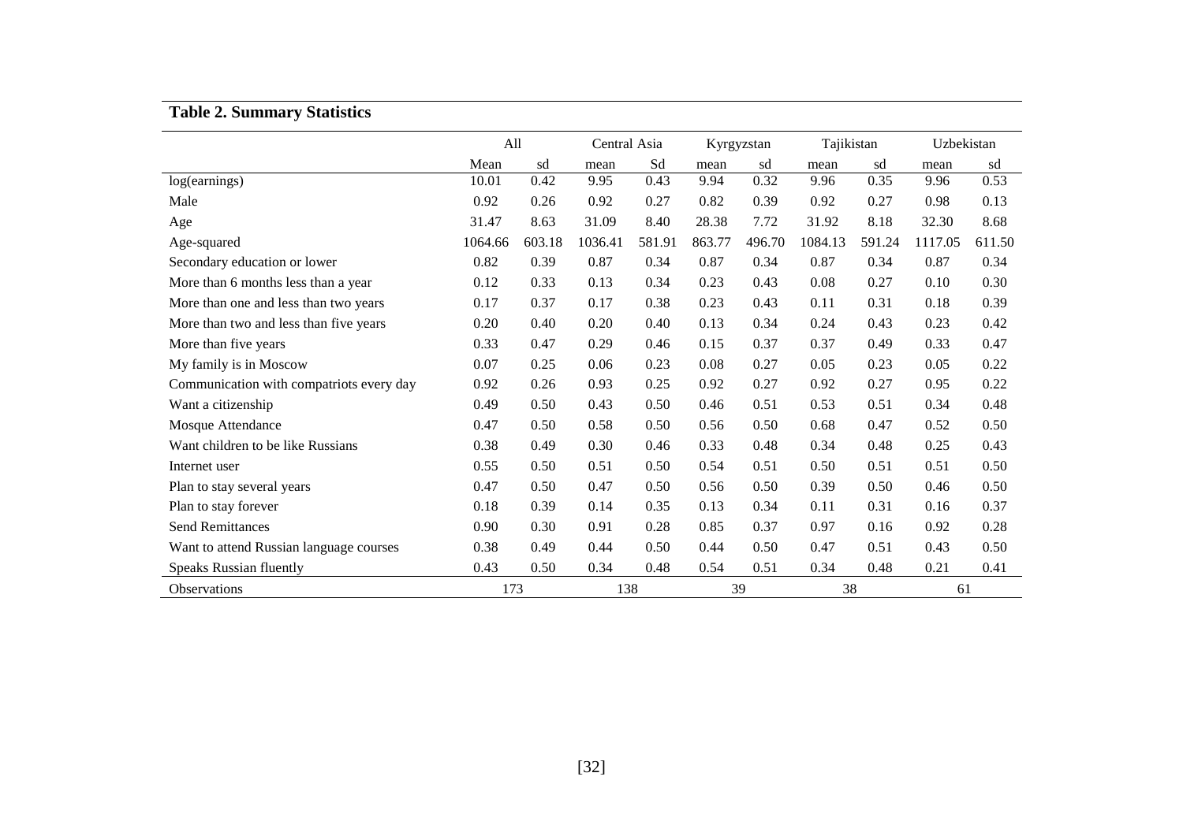## Table 2. Summary Statistics

| | All | | Central Asia | | Kyrgyzstan | | Tajikistan | | Uzbekistan | |
|---|---|---|---|---|---|---|---|---|---|---|
| | Mean | sd | mean | Sd | mean | sd | mean | sd | mean | sd |
| log(earnings) | 10.01 | 0.42 | 9.95 | 0.43 | 9.94 | 0.32 | 9.96 | 0.35 | 9.96 | 0.53 |
| Male | 0.92 | 0.26 | 0.92 | 0.27 | 0.82 | 0.39 | 0.92 | 0.27 | 0.98 | 0.13 |
| Age | 31.47 | 8.63 | 31.09 | 8.40 | 28.38 | 7.72 | 31.92 | 8.18 | 32.30 | 8.68 |
| Age-squared | 1064.66 | 603.18 | 1036.41 | 581.91 | 863.77 | 496.70 | 1084.13 | 591.24 | 1117.05 | 611.50 |
| Secondary education or lower | 0.82 | 0.39 | 0.87 | 0.34 | 0.87 | 0.34 | 0.87 | 0.34 | 0.87 | 0.34 |
| More than 6 months less than a year | 0.12 | 0.33 | 0.13 | 0.34 | 0.23 | 0.43 | 0.08 | 0.27 | 0.10 | 0.30 |
| More than one and less than two years | 0.17 | 0.37 | 0.17 | 0.38 | 0.23 | 0.43 | 0.11 | 0.31 | 0.18 | 0.39 |
| More than two and less than five years | 0.20 | 0.40 | 0.20 | 0.40 | 0.13 | 0.34 | 0.24 | 0.43 | 0.23 | 0.42 |
| More than five years | 0.33 | 0.47 | 0.29 | 0.46 | 0.15 | 0.37 | 0.37 | 0.49 | 0.33 | 0.47 |
| My family is in Moscow | 0.07 | 0.25 | 0.06 | 0.23 | 0.08 | 0.27 | 0.05 | 0.23 | 0.05 | 0.22 |
| Communication with compatriots every day | 0.92 | 0.26 | 0.93 | 0.25 | 0.92 | 0.27 | 0.92 | 0.27 | 0.95 | 0.22 |
| Want a citizenship | 0.49 | 0.50 | 0.43 | 0.50 | 0.46 | 0.51 | 0.53 | 0.51 | 0.34 | 0.48 |
| Mosque Attendance | 0.47 | 0.50 | 0.58 | 0.50 | 0.56 | 0.50 | 0.68 | 0.47 | 0.52 | 0.50 |
| Want children to be like Russians | 0.38 | 0.49 | 0.30 | 0.46 | 0.33 | 0.48 | 0.34 | 0.48 | 0.25 | 0.43 |
| Internet user | 0.55 | 0.50 | 0.51 | 0.50 | 0.54 | 0.51 | 0.50 | 0.51 | 0.51 | 0.50 |
| Plan to stay several years | 0.47 | 0.50 | 0.47 | 0.50 | 0.56 | 0.50 | 0.39 | 0.50 | 0.46 | 0.50 |
| Plan to stay forever | 0.18 | 0.39 | 0.14 | 0.35 | 0.13 | 0.34 | 0.11 | 0.31 | 0.16 | 0.37 |
| Send Remittances | 0.90 | 0.30 | 0.91 | 0.28 | 0.85 | 0.37 | 0.97 | 0.16 | 0.92 | 0.28 |
| Want to attend Russian language courses | 0.38 | 0.49 | 0.44 | 0.50 | 0.44 | 0.50 | 0.47 | 0.51 | 0.43 | 0.50 |
| Speaks Russian fluently | 0.43 | 0.50 | 0.34 | 0.48 | 0.54 | 0.51 | 0.34 | 0.48 | 0.21 | 0.41 |
| Observations | 173 | | 138 | | 39 | | 38 | | 61 | |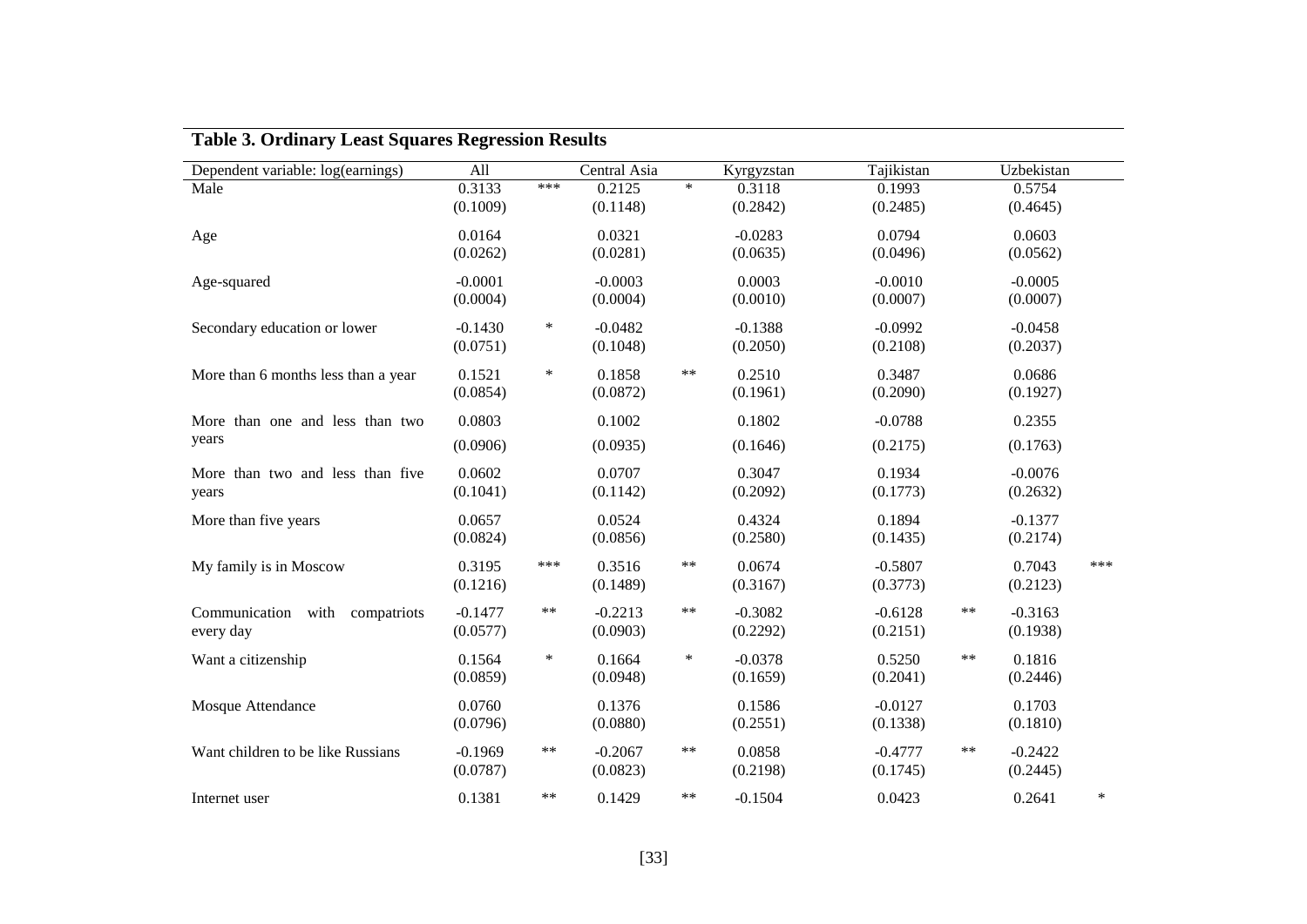**Table 3. Ordinary Least Squares Regression Results**

| Dependent variable: log(earnings) | All | | Central Asia | | Kyrgyzstan | | Tajikistan | | Uzbekistan | |
|---|---|---|---|---|---|---|---|---|---|---|
| Male | 0.3133 | *** | 0.2125 | * | 0.3118 | | 0.1993 | | 0.5754 | |
| | (0.1009) | | (0.1148) | | (0.2842) | | (0.2485) | | (0.4645) | |
| Age | 0.0164 | | 0.0321 | | -0.0283 | | 0.0794 | | 0.0603 | |
| | (0.0262) | | (0.0281) | | (0.0635) | | (0.0496) | | (0.0562) | |
| Age-squared | -0.0001 | | -0.0003 | | 0.0003 | | -0.0010 | | -0.0005 | |
| | (0.0004) | | (0.0004) | | (0.0010) | | (0.0007) | | (0.0007) | |
| Secondary education or lower | -0.1430 | * | -0.0482 | | -0.1388 | | -0.0992 | | -0.0458 | |
| | (0.0751) | | (0.1048) | | (0.2050) | | (0.2108) | | (0.2037) | |
| More than 6 months less than a year | 0.1521 | * | 0.1858 | ** | 0.2510 | | 0.3487 | | 0.0686 | |
| | (0.0854) | | (0.0872) | | (0.1961) | | (0.2090) | | (0.1927) | |
| More than one and less than two years | 0.0803 | | 0.1002 | | 0.1802 | | -0.0788 | | 0.2355 | |
| | (0.0906) | | (0.0935) | | (0.1646) | | (0.2175) | | (0.1763) | |
| More than two and less than five years | 0.0602 | | 0.0707 | | 0.3047 | | 0.1934 | | -0.0076 | |
| | (0.1041) | | (0.1142) | | (0.2092) | | (0.1773) | | (0.2632) | |
| More than five years | 0.0657 | | 0.0524 | | 0.4324 | | 0.1894 | | -0.1377 | |
| | (0.0824) | | (0.0856) | | (0.2580) | | (0.1435) | | (0.2174) | |
| My family is in Moscow | 0.3195 | *** | 0.3516 | ** | 0.0674 | | -0.5807 | | 0.7043 | *** |
| | (0.1216) | | (0.1489) | | (0.3167) | | (0.3773) | | (0.2123) | |
| Communication with compatriots every day | -0.1477 | ** | -0.2213 | ** | -0.3082 | | -0.6128 | ** | -0.3163 | |
| | (0.0577) | | (0.0903) | | (0.2292) | | (0.2151) | | (0.1938) | |
| Want a citizenship | 0.1564 | * | 0.1664 | * | -0.0378 | | 0.5250 | ** | 0.1816 | |
| | (0.0859) | | (0.0948) | | (0.1659) | | (0.2041) | | (0.2446) | |
| Mosque Attendance | 0.0760 | | 0.1376 | | 0.1586 | | -0.0127 | | 0.1703 | |
| | (0.0796) | | (0.0880) | | (0.2551) | | (0.1338) | | (0.1810) | |
| Want children to be like Russians | -0.1969 | ** | -0.2067 | ** | 0.0858 | | -0.4777 | ** | -0.2422 | |
| | (0.0787) | | (0.0823) | | (0.2198) | | (0.1745) | | (0.2445) | |
| Internet user | 0.1381 | ** | 0.1429 | ** | -0.1504 | | 0.0423 | | 0.2641 | * |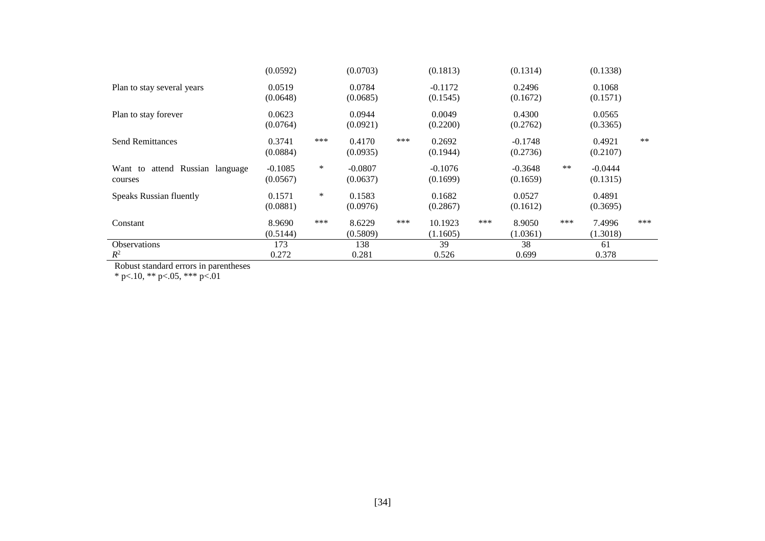| | (1) | | (2) | | (3) | | (4) | | (5) | |
|---|---|---|---|---|---|---|---|---|---|---|
| | (0.0592) | | (0.0703) | | (0.1813) | | (0.1314) | | (0.1338) | |
| Plan to stay several years | 0.0519 | | 0.0784 | | -0.1172 | | 0.2496 | | 0.1068 | |
| | (0.0648) | | (0.0685) | | (0.1545) | | (0.1672) | | (0.1571) | |
| Plan to stay forever | 0.0623 | | 0.0944 | | 0.0049 | | 0.4300 | | 0.0565 | |
| | (0.0764) | | (0.0921) | | (0.2200) | | (0.2762) | | (0.3365) | |
| Send Remittances | 0.3741 | *** | 0.4170 | *** | 0.2692 | | -0.1748 | | 0.4921 | ** |
| | (0.0884) | | (0.0935) | | (0.1944) | | (0.2736) | | (0.2107) | |
| Want to attend Russian language courses | -0.1085 | * | -0.0807 | | -0.1076 | | -0.3648 | ** | -0.0444 | |
| | (0.0567) | | (0.0637) | | (0.1699) | | (0.1659) | | (0.1315) | |
| Speaks Russian fluently | 0.1571 | * | 0.1583 | | 0.1682 | | 0.0527 | | 0.4891 | |
| | (0.0881) | | (0.0976) | | (0.2867) | | (0.1612) | | (0.3695) | |
| Constant | 8.9690 | *** | 8.6229 | *** | 10.1923 | *** | 8.9050 | *** | 7.4996 | *** |
| | (0.5144) | | (0.5809) | | (1.1605) | | (1.0361) | | (1.3018) | |
| Observations | 173 | | 138 | | 39 | | 38 | | 61 | |
| $R^2$ | 0.272 | | 0.281 | | 0.526 | | 0.699 | | 0.378 | |

Robust standard errors in parentheses
* p<.10, ** p<.05, *** p<.01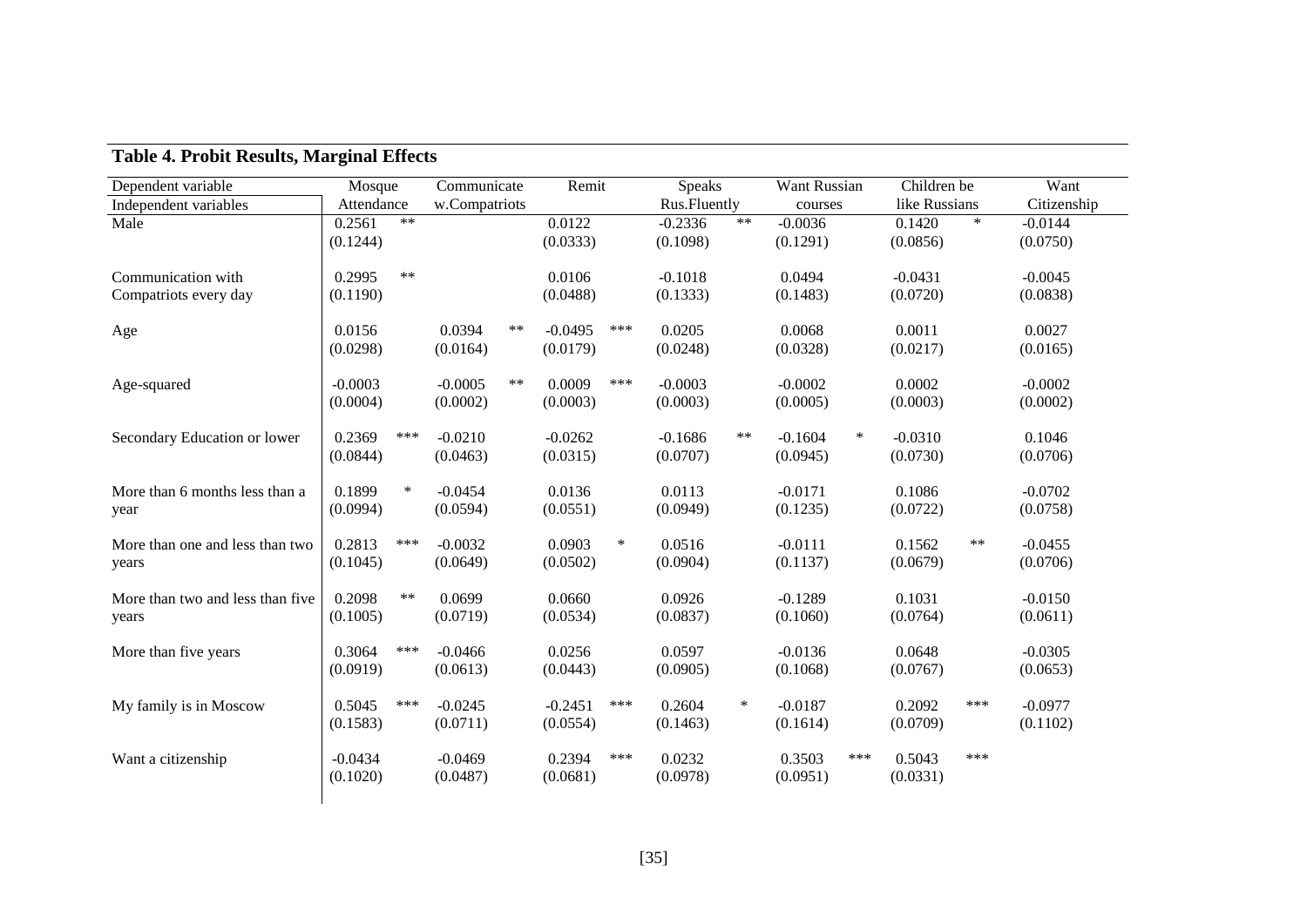### Table 4. Probit Results, Marginal Effects

| Dependent variable | Mosque Attendance | Communicate w.Compatriots | Remit | Speaks Rus.Fluently | Want Russian courses | Children be like Russians | Want Citizenship |
|---|---|---|---|---|---|---|---|
| Independent variables | | | | | | | |
| Male | 0.2561 ** | | 0.0122 | -0.2336 ** | -0.0036 | 0.1420 * | -0.0144 |
| | (0.1244) | | (0.0333) | (0.1098) | (0.1291) | (0.0856) | (0.0750) |
| Communication with Compatriots every day | 0.2995 ** | | 0.0106 | -0.1018 | 0.0494 | -0.0431 | -0.0045 |
| | (0.1190) | | (0.0488) | (0.1333) | (0.1483) | (0.0720) | (0.0838) |
| Age | 0.0156 | 0.0394 ** | -0.0495 *** | 0.0205 | 0.0068 | 0.0011 | 0.0027 |
| | (0.0298) | (0.0164) | (0.0179) | (0.0248) | (0.0328) | (0.0217) | (0.0165) |
| Age-squared | -0.0003 | -0.0005 ** | 0.0009 *** | -0.0003 | -0.0002 | 0.0002 | -0.0002 |
| | (0.0004) | (0.0002) | (0.0003) | (0.0003) | (0.0005) | (0.0003) | (0.0002) |
| Secondary Education or lower | 0.2369 *** | -0.0210 | -0.0262 | -0.1686 ** | -0.1604 * | -0.0310 | 0.1046 |
| | (0.0844) | (0.0463) | (0.0315) | (0.0707) | (0.0945) | (0.0730) | (0.0706) |
| More than 6 months less than a year | 0.1899 * | -0.0454 | 0.0136 | 0.0113 | -0.0171 | 0.1086 | -0.0702 |
| | (0.0994) | (0.0594) | (0.0551) | (0.0949) | (0.1235) | (0.0722) | (0.0758) |
| More than one and less than two years | 0.2813 *** | -0.0032 | 0.0903 * | 0.0516 | -0.0111 | 0.1562 ** | -0.0455 |
| | (0.1045) | (0.0649) | (0.0502) | (0.0904) | (0.1137) | (0.0679) | (0.0706) |
| More than two and less than five years | 0.2098 ** | 0.0699 | 0.0660 | 0.0926 | -0.1289 | 0.1031 | -0.0150 |
| | (0.1005) | (0.0719) | (0.0534) | (0.0837) | (0.1060) | (0.0764) | (0.0611) |
| More than five years | 0.3064 *** | -0.0466 | 0.0256 | 0.0597 | -0.0136 | 0.0648 | -0.0305 |
| | (0.0919) | (0.0613) | (0.0443) | (0.0905) | (0.1068) | (0.0767) | (0.0653) |
| My family is in Moscow | 0.5045 *** | -0.0245 | -0.2451 *** | 0.2604 * | -0.0187 | 0.2092 *** | -0.0977 |
| | (0.1583) | (0.0711) | (0.0554) | (0.1463) | (0.1614) | (0.0709) | (0.1102) |
| Want a citizenship | -0.0434 | -0.0469 | 0.2394 *** | 0.0232 | 0.3503 *** | 0.5043 *** | |
| | (0.1020) | (0.0487) | (0.0681) | (0.0978) | (0.0951) | (0.0331) | |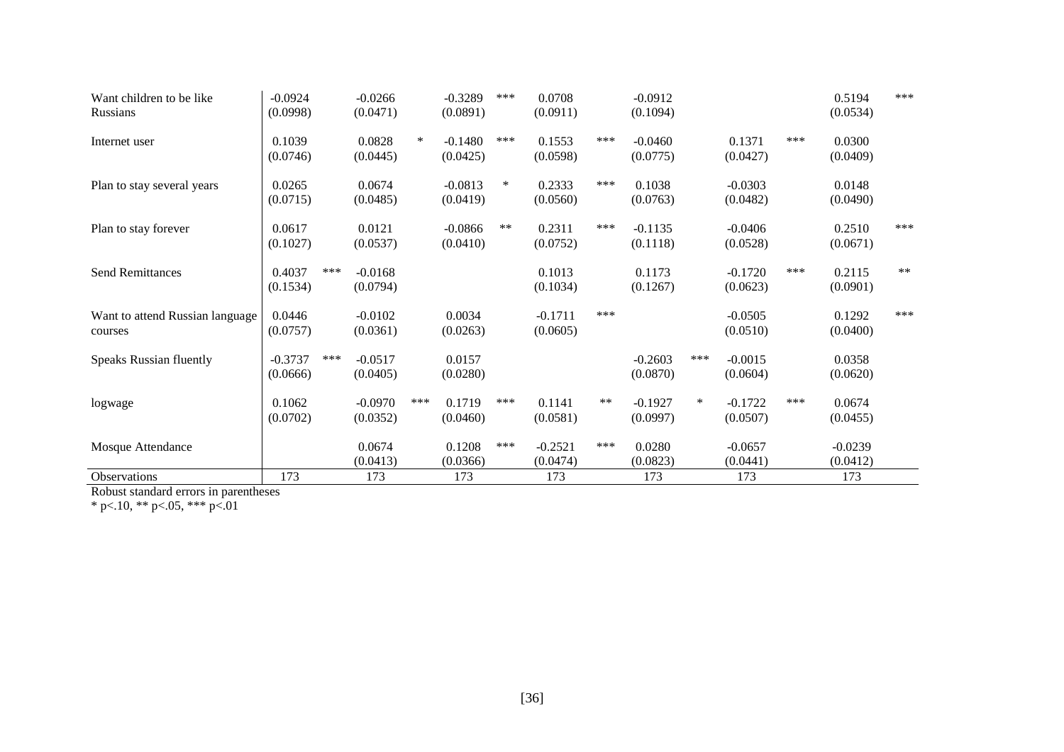| | | | | | | | |
|---|---|---|---|---|---|---|---|
| Want children to be like Russians | -0.0924 | -0.0266 | -0.3289*** | 0.0708 | -0.0912 | | 0.5194*** |
| | (0.0998) | (0.0471) | (0.0891) | (0.0911) | (0.1094) | | (0.0534) |
| Internet user | 0.1039 | 0.0828* | -0.1480*** | 0.1553*** | -0.0460 | 0.1371*** | 0.0300 |
| | (0.0746) | (0.0445) | (0.0425) | (0.0598) | (0.0775) | (0.0427) | (0.0409) |
| Plan to stay several years | 0.0265 | 0.0674 | -0.0813* | 0.2333*** | 0.1038 | -0.0303 | 0.0148 |
| | (0.0715) | (0.0485) | (0.0419) | (0.0560) | (0.0763) | (0.0482) | (0.0490) |
| Plan to stay forever | 0.0617 | 0.0121 | -0.0866** | 0.2311*** | -0.1135 | -0.0406 | 0.2510*** |
| | (0.1027) | (0.0537) | (0.0410) | (0.0752) | (0.1118) | (0.0528) | (0.0671) |
| Send Remittances | 0.4037*** | -0.0168 | | 0.1013 | 0.1173 | -0.1720*** | 0.2115** |
| | (0.1534) | (0.0794) | | (0.1034) | (0.1267) | (0.0623) | (0.0901) |
| Want to attend Russian language courses | 0.0446 | -0.0102 | 0.0034 | -0.1711*** | | -0.0505 | 0.1292*** |
| | (0.0757) | (0.0361) | (0.0263) | (0.0605) | | (0.0510) | (0.0400) |
| Speaks Russian fluently | -0.3737*** | -0.0517 | 0.0157 | | -0.2603*** | -0.0015 | 0.0358 |
| | (0.0666) | (0.0405) | (0.0280) | | (0.0870) | (0.0604) | (0.0620) |
| logwage | 0.1062 | -0.0970*** | 0.1719*** | 0.1141** | -0.1927* | -0.1722*** | 0.0674 |
| | (0.0702) | (0.0352) | (0.0460) | (0.0581) | (0.0997) | (0.0507) | (0.0455) |
| Mosque Attendance | | 0.0674 | 0.1208*** | -0.2521*** | 0.0280 | -0.0657 | -0.0239 |
| | | (0.0413) | (0.0366) | (0.0474) | (0.0823) | (0.0441) | (0.0412) |
| Observations | 173 | 173 | 173 | 173 | 173 | 173 | 173 |

Robust standard errors in parentheses

* p<.10, ** p<.05, *** p<.01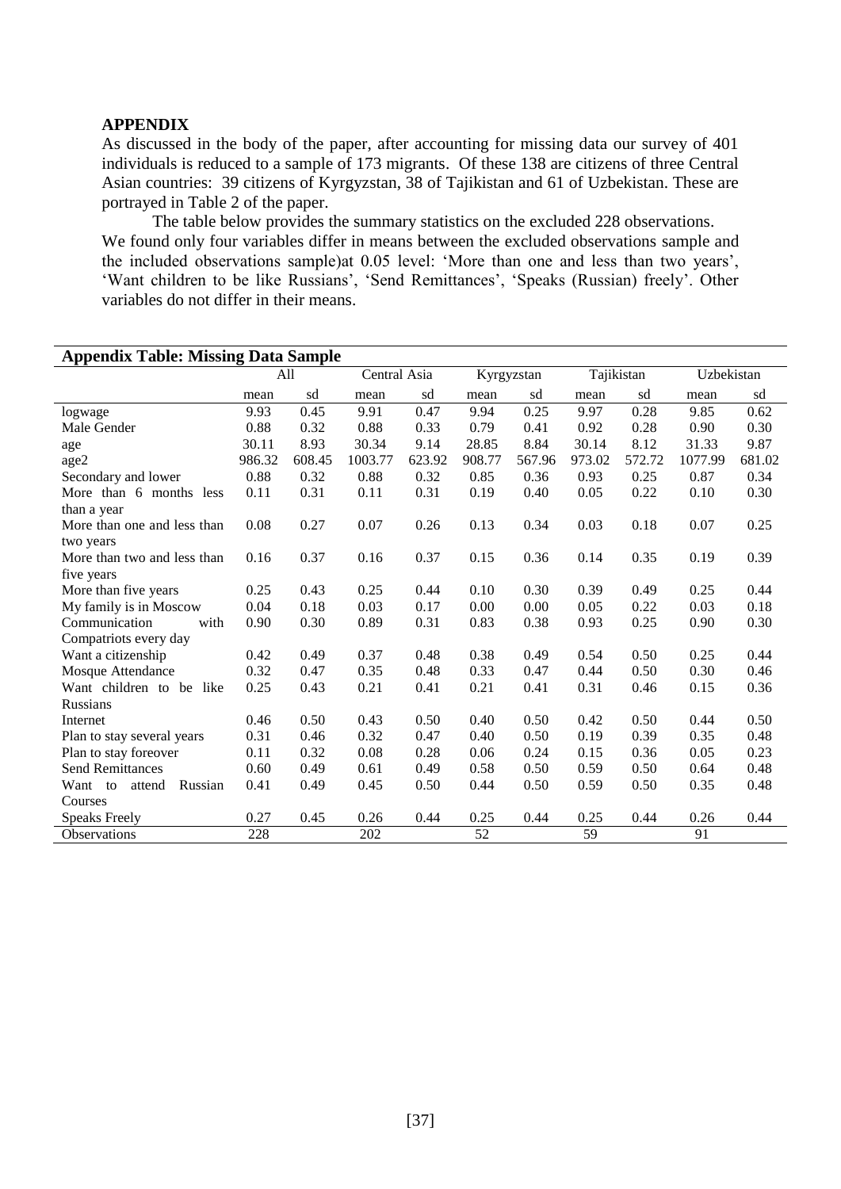## APPENDIX

As discussed in the body of the paper, after accounting for missing data our survey of 401 individuals is reduced to a sample of 173 migrants. Of these 138 are citizens of three Central Asian countries: 39 citizens of Kyrgyzstan, 38 of Tajikistan and 61 of Uzbekistan. These are portrayed in Table 2 of the paper.

The table below provides the summary statistics on the excluded 228 observations. We found only four variables differ in means between the excluded observations sample and the included observations sample)at 0.05 level: 'More than one and less than two years', 'Want children to be like Russians', 'Send Remittances', 'Speaks (Russian) freely'. Other variables do not differ in their means.

**Appendix Table: Missing Data Sample**

| | All | | Central Asia | | Kyrgyzstan | | Tajikistan | | Uzbekistan | |
|---|---|---|---|---|---|---|---|---|---|---|
| | mean | sd | mean | sd | mean | sd | mean | sd | mean | sd |
| logwage | 9.93 | 0.45 | 9.91 | 0.47 | 9.94 | 0.25 | 9.97 | 0.28 | 9.85 | 0.62 |
| Male Gender | 0.88 | 0.32 | 0.88 | 0.33 | 0.79 | 0.41 | 0.92 | 0.28 | 0.90 | 0.30 |
| age | 30.11 | 8.93 | 30.34 | 9.14 | 28.85 | 8.84 | 30.14 | 8.12 | 31.33 | 9.87 |
| age2 | 986.32 | 608.45 | 1003.77 | 623.92 | 908.77 | 567.96 | 973.02 | 572.72 | 1077.99 | 681.02 |
| Secondary and lower | 0.88 | 0.32 | 0.88 | 0.32 | 0.85 | 0.36 | 0.93 | 0.25 | 0.87 | 0.34 |
| More than 6 months less than a year | 0.11 | 0.31 | 0.11 | 0.31 | 0.19 | 0.40 | 0.05 | 0.22 | 0.10 | 0.30 |
| More than one and less than two years | 0.08 | 0.27 | 0.07 | 0.26 | 0.13 | 0.34 | 0.03 | 0.18 | 0.07 | 0.25 |
| More than two and less than five years | 0.16 | 0.37 | 0.16 | 0.37 | 0.15 | 0.36 | 0.14 | 0.35 | 0.19 | 0.39 |
| More than five years | 0.25 | 0.43 | 0.25 | 0.44 | 0.10 | 0.30 | 0.39 | 0.49 | 0.25 | 0.44 |
| My family is in Moscow | 0.04 | 0.18 | 0.03 | 0.17 | 0.00 | 0.00 | 0.05 | 0.22 | 0.03 | 0.18 |
| Communication with Compatriots every day | 0.90 | 0.30 | 0.89 | 0.31 | 0.83 | 0.38 | 0.93 | 0.25 | 0.90 | 0.30 |
| Want a citizenship | 0.42 | 0.49 | 0.37 | 0.48 | 0.38 | 0.49 | 0.54 | 0.50 | 0.25 | 0.44 |
| Mosque Attendance | 0.32 | 0.47 | 0.35 | 0.48 | 0.33 | 0.47 | 0.44 | 0.50 | 0.30 | 0.46 |
| Want children to be like Russians | 0.25 | 0.43 | 0.21 | 0.41 | 0.21 | 0.41 | 0.31 | 0.46 | 0.15 | 0.36 |
| Internet | 0.46 | 0.50 | 0.43 | 0.50 | 0.40 | 0.50 | 0.42 | 0.50 | 0.44 | 0.50 |
| Plan to stay several years | 0.31 | 0.46 | 0.32 | 0.47 | 0.40 | 0.50 | 0.19 | 0.39 | 0.35 | 0.48 |
| Plan to stay foreover | 0.11 | 0.32 | 0.08 | 0.28 | 0.06 | 0.24 | 0.15 | 0.36 | 0.05 | 0.23 |
| Send Remittances | 0.60 | 0.49 | 0.61 | 0.49 | 0.58 | 0.50 | 0.59 | 0.50 | 0.64 | 0.48 |
| Want to attend Russian Courses | 0.41 | 0.49 | 0.45 | 0.50 | 0.44 | 0.50 | 0.59 | 0.50 | 0.35 | 0.48 |
| Speaks Freely | 0.27 | 0.45 | 0.26 | 0.44 | 0.25 | 0.44 | 0.25 | 0.44 | 0.26 | 0.44 |
| Observations | 228 | | 202 | | 52 | | 59 | | 91 | |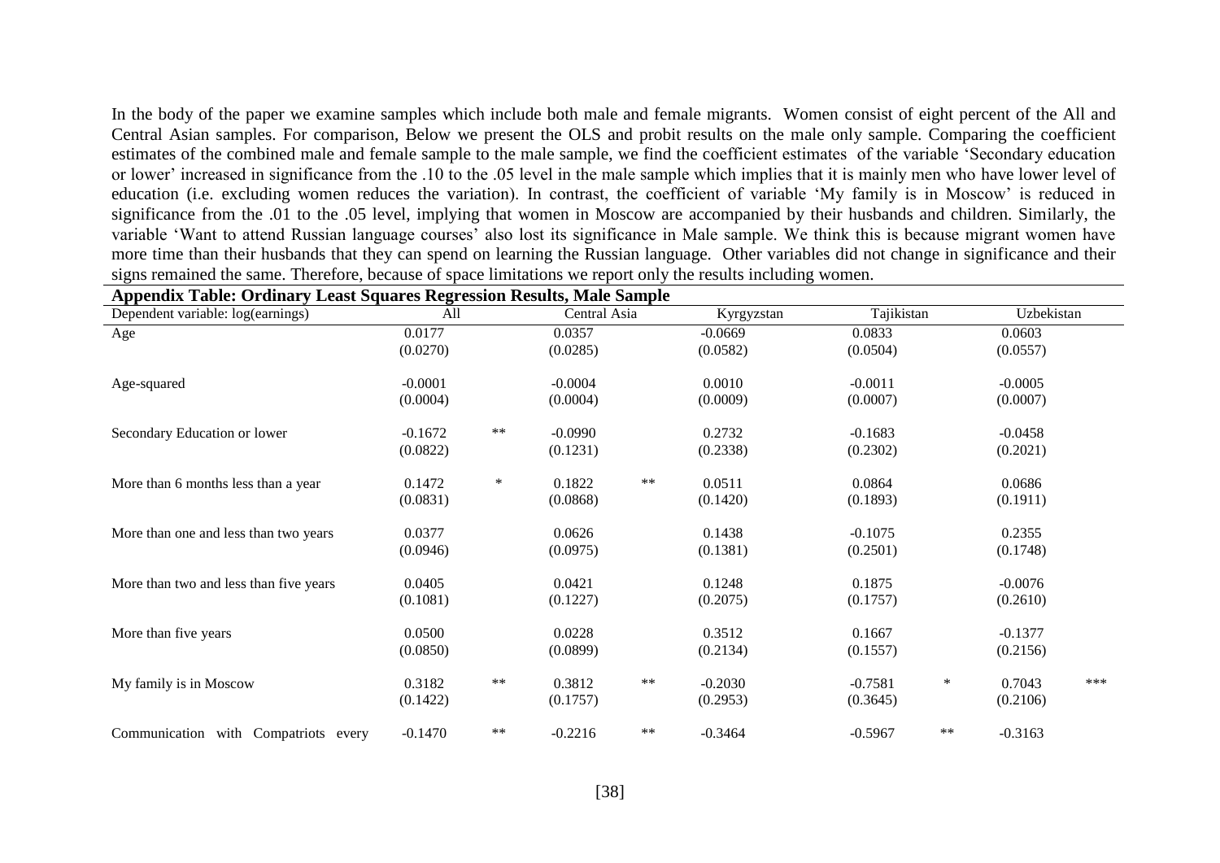In the body of the paper we examine samples which include both male and female migrants. Women consist of eight percent of the All and Central Asian samples. For comparison, Below we present the OLS and probit results on the male only sample. Comparing the coefficient estimates of the combined male and female sample to the male sample, we find the coefficient estimates of the variable 'Secondary education or lower' increased in significance from the .10 to the .05 level in the male sample which implies that it is mainly men who have lower level of education (i.e. excluding women reduces the variation). In contrast, the coefficient of variable 'My family is in Moscow' is reduced in significance from the .01 to the .05 level, implying that women in Moscow are accompanied by their husbands and children. Similarly, the variable 'Want to attend Russian language courses' also lost its significance in Male sample. We think this is because migrant women have more time than their husbands that they can spend on learning the Russian language. Other variables did not change in significance and their signs remained the same. Therefore, because of space limitations we report only the results including women.

**Appendix Table: Ordinary Least Squares Regression Results, Male Sample**

| Dependent variable: log(earnings) | All | | Central Asia | | Kyrgyzstan | | Tajikistan | | Uzbekistan | |
|---|---|---|---|---|---|---|---|---|---|---|
| Age | 0.0177 | | 0.0357 | | -0.0669 | | 0.0833 | | 0.0603 | |
| | (0.0270) | | (0.0285) | | (0.0582) | | (0.0504) | | (0.0557) | |
| Age-squared | -0.0001 | | -0.0004 | | 0.0010 | | -0.0011 | | -0.0005 | |
| | (0.0004) | | (0.0004) | | (0.0009) | | (0.0007) | | (0.0007) | |
| Secondary Education or lower | -0.1672 | ** | -0.0990 | | 0.2732 | | -0.1683 | | -0.0458 | |
| | (0.0822) | | (0.1231) | | (0.2338) | | (0.2302) | | (0.2021) | |
| More than 6 months less than a year | 0.1472 | * | 0.1822 | ** | 0.0511 | | 0.0864 | | 0.0686 | |
| | (0.0831) | | (0.0868) | | (0.1420) | | (0.1893) | | (0.1911) | |
| More than one and less than two years | 0.0377 | | 0.0626 | | 0.1438 | | -0.1075 | | 0.2355 | |
| | (0.0946) | | (0.0975) | | (0.1381) | | (0.2501) | | (0.1748) | |
| More than two and less than five years | 0.0405 | | 0.0421 | | 0.1248 | | 0.1875 | | -0.0076 | |
| | (0.1081) | | (0.1227) | | (0.2075) | | (0.1757) | | (0.2610) | |
| More than five years | 0.0500 | | 0.0228 | | 0.3512 | | 0.1667 | | -0.1377 | |
| | (0.0850) | | (0.0899) | | (0.2134) | | (0.1557) | | (0.2156) | |
| My family is in Moscow | 0.3182 | ** | 0.3812 | ** | -0.2030 | | -0.7581 | * | 0.7043 | *** |
| | (0.1422) | | (0.1757) | | (0.2953) | | (0.3645) | | (0.2106) | |
| Communication with Compatriots every | -0.1470 | ** | -0.2216 | ** | -0.3464 | | -0.5967 | ** | -0.3163 | |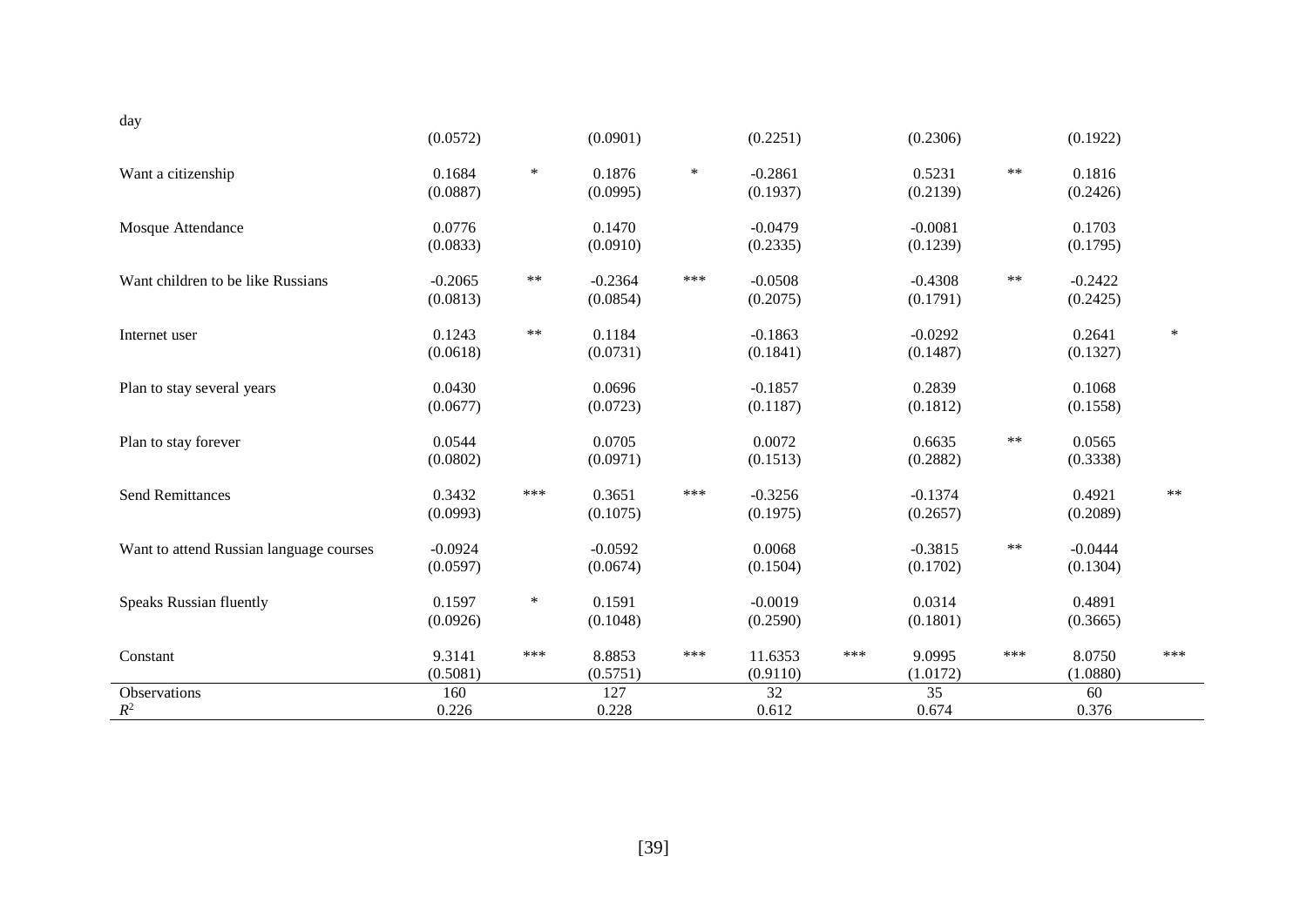| | | | | | | | | | | |
|---|---|---|---|---|---|---|---|---|---|---|
| day | | | | | | | | | | |
| | (0.0572) | | (0.0901) | | (0.2251) | | (0.2306) | | (0.1922) | |
| Want a citizenship | 0.1684 | * | 0.1876 | * | -0.2861 | | 0.5231 | ** | 0.1816 | |
| | (0.0887) | | (0.0995) | | (0.1937) | | (0.2139) | | (0.2426) | |
| Mosque Attendance | 0.0776 | | 0.1470 | | -0.0479 | | -0.0081 | | 0.1703 | |
| | (0.0833) | | (0.0910) | | (0.2335) | | (0.1239) | | (0.1795) | |
| Want children to be like Russians | -0.2065 | ** | -0.2364 | *** | -0.0508 | | -0.4308 | ** | -0.2422 | |
| | (0.0813) | | (0.0854) | | (0.2075) | | (0.1791) | | (0.2425) | |
| Internet user | 0.1243 | ** | 0.1184 | | -0.1863 | | -0.0292 | | 0.2641 | * |
| | (0.0618) | | (0.0731) | | (0.1841) | | (0.1487) | | (0.1327) | |
| Plan to stay several years | 0.0430 | | 0.0696 | | -0.1857 | | 0.2839 | | 0.1068 | |
| | (0.0677) | | (0.0723) | | (0.1187) | | (0.1812) | | (0.1558) | |
| Plan to stay forever | 0.0544 | | 0.0705 | | 0.0072 | | 0.6635 | ** | 0.0565 | |
| | (0.0802) | | (0.0971) | | (0.1513) | | (0.2882) | | (0.3338) | |
| Send Remittances | 0.3432 | *** | 0.3651 | *** | -0.3256 | | -0.1374 | | 0.4921 | ** |
| | (0.0993) | | (0.1075) | | (0.1975) | | (0.2657) | | (0.2089) | |
| Want to attend Russian language courses | -0.0924 | | -0.0592 | | 0.0068 | | -0.3815 | ** | -0.0444 | |
| | (0.0597) | | (0.0674) | | (0.1504) | | (0.1702) | | (0.1304) | |
| Speaks Russian fluently | 0.1597 | * | 0.1591 | | -0.0019 | | 0.0314 | | 0.4891 | |
| | (0.0926) | | (0.1048) | | (0.2590) | | (0.1801) | | (0.3665) | |
| Constant | 9.3141 | *** | 8.8853 | *** | 11.6353 | *** | 9.0995 | *** | 8.0750 | *** |
| | (0.5081) | | (0.5751) | | (0.9110) | | (1.0172) | | (1.0880) | |
| Observations | 160 | | 127 | | 32 | | 35 | | 60 | |
| $R^2$ | 0.226 | | 0.228 | | 0.612 | | 0.674 | | 0.376 | |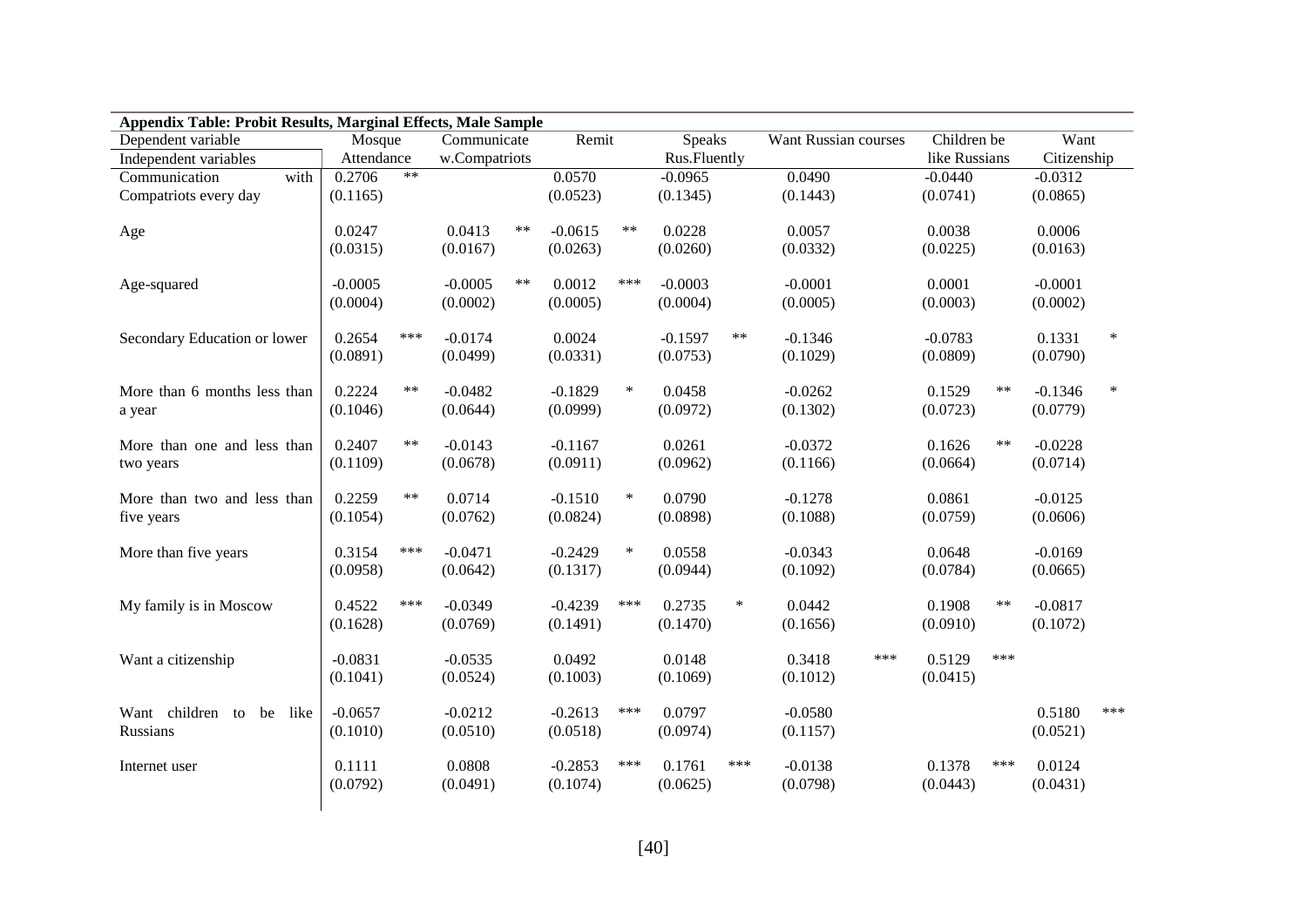**Appendix Table: Probit Results, Marginal Effects, Male Sample**

| Dependent variable / Independent variables | Mosque Attendance | | Communicate w.Compatriots | | Remit | | Speaks Rus.Fluently | | Want Russian courses | | Children be like Russians | | Want Citizenship | |
|---|---|---|---|---|---|---|---|---|---|---|---|---|---|---|
| Communication with Compatriots every day | 0.2706 | ** | | | 0.0570 | | -0.0965 | | 0.0490 | | -0.0440 | | -0.0312 | |
| | (0.1165) | | | | (0.0523) | | (0.1345) | | (0.1443) | | (0.0741) | | (0.0865) | |
| Age | 0.0247 | | 0.0413 | ** | -0.0615 | ** | 0.0228 | | 0.0057 | | 0.0038 | | 0.0006 | |
| | (0.0315) | | (0.0167) | | (0.0263) | | (0.0260) | | (0.0332) | | (0.0225) | | (0.0163) | |
| Age-squared | -0.0005 | | -0.0005 | ** | 0.0012 | *** | -0.0003 | | -0.0001 | | 0.0001 | | -0.0001 | |
| | (0.0004) | | (0.0002) | | (0.0005) | | (0.0004) | | (0.0005) | | (0.0003) | | (0.0002) | |
| Secondary Education or lower | 0.2654 | *** | -0.0174 | | 0.0024 | | -0.1597 | ** | -0.1346 | | -0.0783 | | 0.1331 | * |
| | (0.0891) | | (0.0499) | | (0.0331) | | (0.0753) | | (0.1029) | | (0.0809) | | (0.0790) | |
| More than 6 months less than a year | 0.2224 | ** | -0.0482 | | -0.1829 | * | 0.0458 | | -0.0262 | | 0.1529 | ** | -0.1346 | * |
| | (0.1046) | | (0.0644) | | (0.0999) | | (0.0972) | | (0.1302) | | (0.0723) | | (0.0779) | |
| More than one and less than two years | 0.2407 | ** | -0.0143 | | -0.1167 | | 0.0261 | | -0.0372 | | 0.1626 | ** | -0.0228 | |
| | (0.1109) | | (0.0678) | | (0.0911) | | (0.0962) | | (0.1166) | | (0.0664) | | (0.0714) | |
| More than two and less than five years | 0.2259 | ** | 0.0714 | | -0.1510 | * | 0.0790 | | -0.1278 | | 0.0861 | | -0.0125 | |
| | (0.1054) | | (0.0762) | | (0.0824) | | (0.0898) | | (0.1088) | | (0.0759) | | (0.0606) | |
| More than five years | 0.3154 | *** | -0.0471 | | -0.2429 | * | 0.0558 | | -0.0343 | | 0.0648 | | -0.0169 | |
| | (0.0958) | | (0.0642) | | (0.1317) | | (0.0944) | | (0.1092) | | (0.0784) | | (0.0665) | |
| My family is in Moscow | 0.4522 | *** | -0.0349 | | -0.4239 | *** | 0.2735 | * | 0.0442 | | 0.1908 | ** | -0.0817 | |
| | (0.1628) | | (0.0769) | | (0.1491) | | (0.1470) | | (0.1656) | | (0.0910) | | (0.1072) | |
| Want a citizenship | -0.0831 | | -0.0535 | | 0.0492 | | 0.0148 | | 0.3418 | *** | 0.5129 | *** | | |
| | (0.1041) | | (0.0524) | | (0.1003) | | (0.1069) | | (0.1012) | | (0.0415) | | | |
| Want children to be like Russians | -0.0657 | | -0.0212 | | -0.2613 | *** | 0.0797 | | -0.0580 | | | | 0.5180 | *** |
| | (0.1010) | | (0.0510) | | (0.0518) | | (0.0974) | | (0.1157) | | | | (0.0521) | |
| Internet user | 0.1111 | | 0.0808 | | -0.2853 | *** | 0.1761 | *** | -0.0138 | | 0.1378 | *** | 0.0124 | |
| | (0.0792) | | (0.0491) | | (0.1074) | | (0.0625) | | (0.0798) | | (0.0443) | | (0.0431) | |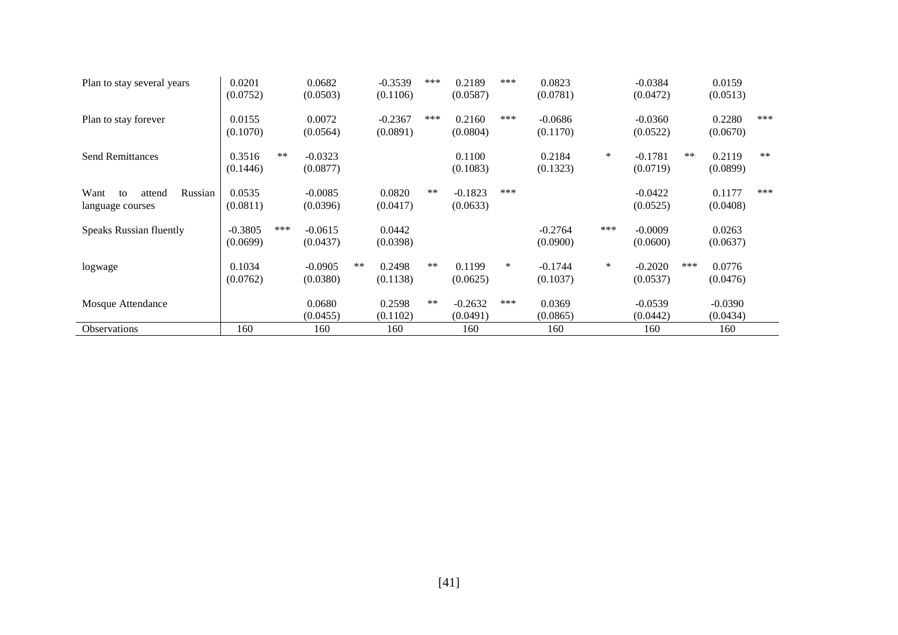| | | | | | | | |
|---|---|---|---|---|---|---|---|
| Plan to stay several years | 0.0201 | 0.0682 | -0.3539 *** | 0.2189 *** | 0.0823 | -0.0384 | 0.0159 |
| | (0.0752) | (0.0503) | (0.1106) | (0.0587) | (0.0781) | (0.0472) | (0.0513) |
| Plan to stay forever | 0.0155 | 0.0072 | -0.2367 *** | 0.2160 *** | -0.0686 | -0.0360 | 0.2280 *** |
| | (0.1070) | (0.0564) | (0.0891) | (0.0804) | (0.1170) | (0.0522) | (0.0670) |
| Send Remittances | 0.3516 ** | -0.0323 | | 0.1100 | 0.2184 * | -0.1781 ** | 0.2119 ** |
| | (0.1446) | (0.0877) | | (0.1083) | (0.1323) | (0.0719) | (0.0899) |
| Want to attend Russian language courses | 0.0535 | -0.0085 | 0.0820 ** | -0.1823 *** | | -0.0422 | 0.1177 *** |
| | (0.0811) | (0.0396) | (0.0417) | (0.0633) | | (0.0525) | (0.0408) |
| Speaks Russian fluently | -0.3805 *** | -0.0615 | 0.0442 | | -0.2764 *** | -0.0009 | 0.0263 |
| | (0.0699) | (0.0437) | (0.0398) | | (0.0900) | (0.0600) | (0.0637) |
| logwage | 0.1034 | -0.0905 ** | 0.2498 ** | 0.1199 * | -0.1744 * | -0.2020 *** | 0.0776 |
| | (0.0762) | (0.0380) | (0.1138) | (0.0625) | (0.1037) | (0.0537) | (0.0476) |
| Mosque Attendance | | 0.0680 | 0.2598 ** | -0.2632 *** | 0.0369 | -0.0539 | -0.0390 |
| | | (0.0455) | (0.1102) | (0.0491) | (0.0865) | (0.0442) | (0.0434) |
| Observations | 160 | 160 | 160 | 160 | 160 | 160 | 160 |